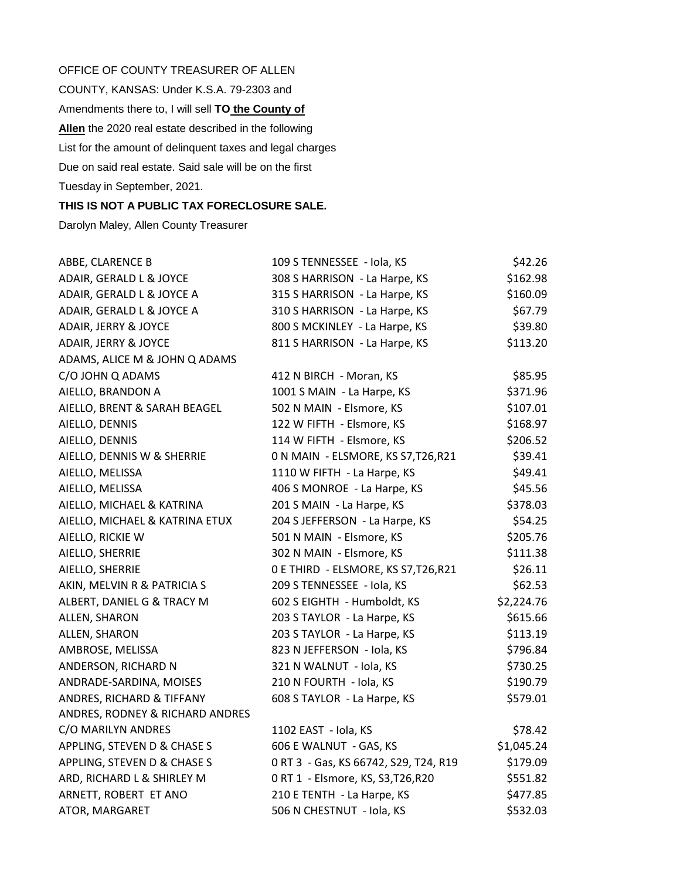OFFICE OF COUNTY TREASURER OF ALLEN

COUNTY, KANSAS: Under K.S.A. 79-2303 and

Amendments there to, I will sell **TO the County of**

**Allen** the 2020 real estate described in the following

List for the amount of delinquent taxes and legal charges

Due on said real estate. Said sale will be on the first

Tuesday in September, 2021.

**THIS IS NOT A PUBLIC TAX FORECLOSURE SALE.**

Darolyn Maley, Allen County Treasurer

| | | |
|---|---|---|
| ABBE, CLARENCE B | 109 S TENNESSEE - Iola, KS | $42.26 |
| ADAIR, GERALD L & JOYCE | 308 S HARRISON - La Harpe, KS | $162.98 |
| ADAIR, GERALD L & JOYCE A | 315 S HARRISON - La Harpe, KS | $160.09 |
| ADAIR, GERALD L & JOYCE A | 310 S HARRISON - La Harpe, KS | $67.79 |
| ADAIR, JERRY & JOYCE | 800 S MCKINLEY - La Harpe, KS | $39.80 |
| ADAIR, JERRY & JOYCE | 811 S HARRISON - La Harpe, KS | $113.20 |
| ADAMS, ALICE M & JOHN Q ADAMS | | |
| C/O JOHN Q ADAMS | 412 N BIRCH - Moran, KS | $85.95 |
| AIELLO, BRANDON A | 1001 S MAIN - La Harpe, KS | $371.96 |
| AIELLO, BRENT & SARAH BEAGEL | 502 N MAIN - Elsmore, KS | $107.01 |
| AIELLO, DENNIS | 122 W FIFTH - Elsmore, KS | $168.97 |
| AIELLO, DENNIS | 114 W FIFTH - Elsmore, KS | $206.52 |
| AIELLO, DENNIS W & SHERRIE | 0 N MAIN - ELSMORE, KS S7,T26,R21 | $39.41 |
| AIELLO, MELISSA | 1110 W FIFTH - La Harpe, KS | $49.41 |
| AIELLO, MELISSA | 406 S MONROE - La Harpe, KS | $45.56 |
| AIELLO, MICHAEL & KATRINA | 201 S MAIN - La Harpe, KS | $378.03 |
| AIELLO, MICHAEL & KATRINA ETUX | 204 S JEFFERSON - La Harpe, KS | $54.25 |
| AIELLO, RICKIE W | 501 N MAIN - Elsmore, KS | $205.76 |
| AIELLO, SHERRIE | 302 N MAIN - Elsmore, KS | $111.38 |
| AIELLO, SHERRIE | 0 E THIRD - ELSMORE, KS S7,T26,R21 | $26.11 |
| AKIN, MELVIN R & PATRICIA S | 209 S TENNESSEE - Iola, KS | $62.53 |
| ALBERT, DANIEL G & TRACY M | 602 S EIGHTH - Humboldt, KS | $2,224.76 |
| ALLEN, SHARON | 203 S TAYLOR - La Harpe, KS | $615.66 |
| ALLEN, SHARON | 203 S TAYLOR - La Harpe, KS | $113.19 |
| AMBROSE, MELISSA | 823 N JEFFERSON - Iola, KS | $796.84 |
| ANDERSON, RICHARD N | 321 N WALNUT - Iola, KS | $730.25 |
| ANDRADE-SARDINA, MOISES | 210 N FOURTH - Iola, KS | $190.79 |
| ANDRES, RICHARD & TIFFANY | 608 S TAYLOR - La Harpe, KS | $579.01 |
| ANDRES, RODNEY & RICHARD ANDRES | | |
| C/O MARILYN ANDRES | 1102 EAST - Iola, KS | $78.42 |
| APPLING, STEVEN D & CHASE S | 606 E WALNUT - GAS, KS | $1,045.24 |
| APPLING, STEVEN D & CHASE S | 0 RT 3 - Gas, KS 66742, S29, T24, R19 | $179.09 |
| ARD, RICHARD L & SHIRLEY M | 0 RT 1 - Elsmore, KS, S3,T26,R20 | $551.82 |
| ARNETT, ROBERT ET ANO | 210 E TENTH - La Harpe, KS | $477.85 |
| ATOR, MARGARET | 506 N CHESTNUT - Iola, KS | $532.03 |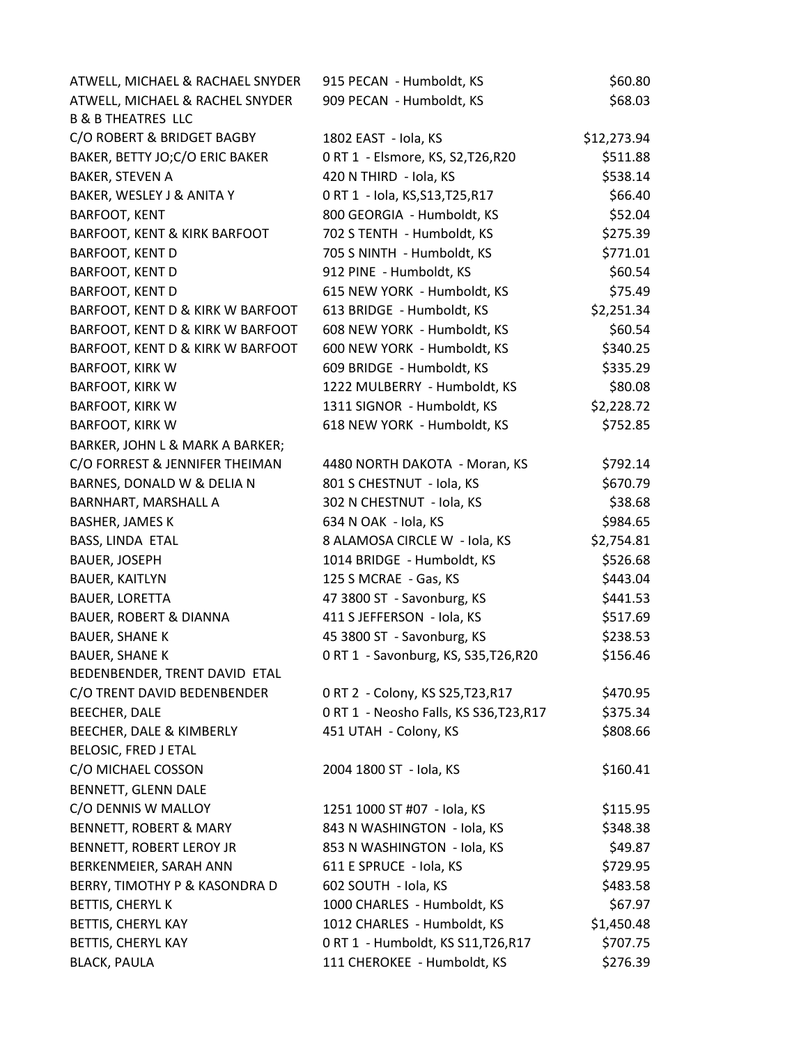| | | |
|---|---|---|
| ATWELL, MICHAEL & RACHAEL SNYDER | 915 PECAN - Humboldt, KS | $60.80 |
| ATWELL, MICHAEL & RACHEL SNYDER | 909 PECAN - Humboldt, KS | $68.03 |
| B & B THEATRES LLC | | |
| C/O ROBERT & BRIDGET BAGBY | 1802 EAST - Iola, KS | $12,273.94 |
| BAKER, BETTY JO;C/O ERIC BAKER | 0 RT 1 - Elsmore, KS, S2,T26,R20 | $511.88 |
| BAKER, STEVEN A | 420 N THIRD - Iola, KS | $538.14 |
| BAKER, WESLEY J & ANITA Y | 0 RT 1 - Iola, KS,S13,T25,R17 | $66.40 |
| BARFOOT, KENT | 800 GEORGIA - Humboldt, KS | $52.04 |
| BARFOOT, KENT & KIRK BARFOOT | 702 S TENTH - Humboldt, KS | $275.39 |
| BARFOOT, KENT D | 705 S NINTH - Humboldt, KS | $771.01 |
| BARFOOT, KENT D | 912 PINE - Humboldt, KS | $60.54 |
| BARFOOT, KENT D | 615 NEW YORK - Humboldt, KS | $75.49 |
| BARFOOT, KENT D & KIRK W BARFOOT | 613 BRIDGE - Humboldt, KS | $2,251.34 |
| BARFOOT, KENT D & KIRK W BARFOOT | 608 NEW YORK - Humboldt, KS | $60.54 |
| BARFOOT, KENT D & KIRK W BARFOOT | 600 NEW YORK - Humboldt, KS | $340.25 |
| BARFOOT, KIRK W | 609 BRIDGE - Humboldt, KS | $335.29 |
| BARFOOT, KIRK W | 1222 MULBERRY - Humboldt, KS | $80.08 |
| BARFOOT, KIRK W | 1311 SIGNOR - Humboldt, KS | $2,228.72 |
| BARFOOT, KIRK W | 618 NEW YORK - Humboldt, KS | $752.85 |
| BARKER, JOHN L & MARK A BARKER; | | |
| C/O FORREST & JENNIFER THEIMAN | 4480 NORTH DAKOTA - Moran, KS | $792.14 |
| BARNES, DONALD W & DELIA N | 801 S CHESTNUT - Iola, KS | $670.79 |
| BARNHART, MARSHALL A | 302 N CHESTNUT - Iola, KS | $38.68 |
| BASHER, JAMES K | 634 N OAK - Iola, KS | $984.65 |
| BASS, LINDA ETAL | 8 ALAMOSA CIRCLE W - Iola, KS | $2,754.81 |
| BAUER, JOSEPH | 1014 BRIDGE - Humboldt, KS | $526.68 |
| BAUER, KAITLYN | 125 S MCRAE - Gas, KS | $443.04 |
| BAUER, LORETTA | 47 3800 ST - Savonburg, KS | $441.53 |
| BAUER, ROBERT & DIANNA | 411 S JEFFERSON - Iola, KS | $517.69 |
| BAUER, SHANE K | 45 3800 ST - Savonburg, KS | $238.53 |
| BAUER, SHANE K | 0 RT 1 - Savonburg, KS, S35,T26,R20 | $156.46 |
| BEDENBENDER, TRENT DAVID ETAL | | |
| C/O TRENT DAVID BEDENBENDER | 0 RT 2 - Colony, KS S25,T23,R17 | $470.95 |
| BEECHER, DALE | 0 RT 1 - Neosho Falls, KS S36,T23,R17 | $375.34 |
| BEECHER, DALE & KIMBERLY | 451 UTAH - Colony, KS | $808.66 |
| BELOSIC, FRED J ETAL | | |
| C/O MICHAEL COSSON | 2004 1800 ST - Iola, KS | $160.41 |
| BENNETT, GLENN DALE | | |
| C/O DENNIS W MALLOY | 1251 1000 ST #07 - Iola, KS | $115.95 |
| BENNETT, ROBERT & MARY | 843 N WASHINGTON - Iola, KS | $348.38 |
| BENNETT, ROBERT LEROY JR | 853 N WASHINGTON - Iola, KS | $49.87 |
| BERKENMEIER, SARAH ANN | 611 E SPRUCE - Iola, KS | $729.95 |
| BERRY, TIMOTHY P & KASONDRA D | 602 SOUTH - Iola, KS | $483.58 |
| BETTIS, CHERYL K | 1000 CHARLES - Humboldt, KS | $67.97 |
| BETTIS, CHERYL KAY | 1012 CHARLES - Humboldt, KS | $1,450.48 |
| BETTIS, CHERYL KAY | 0 RT 1 - Humboldt, KS S11,T26,R17 | $707.75 |
| BLACK, PAULA | 111 CHEROKEE - Humboldt, KS | $276.39 |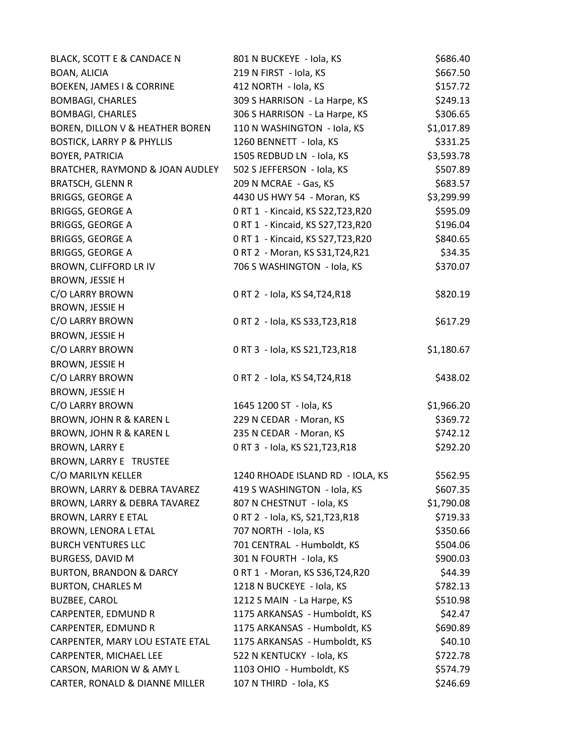| | | |
|---|---|---|
| BLACK, SCOTT E & CANDACE N | 801 N BUCKEYE - Iola, KS | $686.40 |
| BOAN, ALICIA | 219 N FIRST - Iola, KS | $667.50 |
| BOEKEN, JAMES I & CORRINE | 412 NORTH - Iola, KS | $157.72 |
| BOMBAGI, CHARLES | 309 S HARRISON - La Harpe, KS | $249.13 |
| BOMBAGI, CHARLES | 306 S HARRISON - La Harpe, KS | $306.65 |
| BOREN, DILLON V & HEATHER BOREN | 110 N WASHINGTON - Iola, KS | $1,017.89 |
| BOSTICK, LARRY P & PHYLLIS | 1260 BENNETT - Iola, KS | $331.25 |
| BOYER, PATRICIA | 1505 REDBUD LN - Iola, KS | $3,593.78 |
| BRATCHER, RAYMOND & JOAN AUDLEY | 502 S JEFFERSON - Iola, KS | $507.89 |
| BRATSCH, GLENN R | 209 N MCRAE - Gas, KS | $683.57 |
| BRIGGS, GEORGE A | 4430 US HWY 54 - Moran, KS | $3,299.99 |
| BRIGGS, GEORGE A | 0 RT 1 - Kincaid, KS S22,T23,R20 | $595.09 |
| BRIGGS, GEORGE A | 0 RT 1 - Kincaid, KS S27,T23,R20 | $196.04 |
| BRIGGS, GEORGE A | 0 RT 1 - Kincaid, KS S27,T23,R20 | $840.65 |
| BRIGGS, GEORGE A | 0 RT 2 - Moran, KS S31,T24,R21 | $34.35 |
| BROWN, CLIFFORD LR IV | 706 S WASHINGTON - Iola, KS | $370.07 |
| BROWN, JESSIE H C/O LARRY BROWN | 0 RT 2 - Iola, KS S4,T24,R18 | $820.19 |
| BROWN, JESSIE H C/O LARRY BROWN | 0 RT 2 - Iola, KS S33,T23,R18 | $617.29 |
| BROWN, JESSIE H C/O LARRY BROWN | 0 RT 3 - Iola, KS S21,T23,R18 | $1,180.67 |
| BROWN, JESSIE H C/O LARRY BROWN | 0 RT 2 - Iola, KS S4,T24,R18 | $438.02 |
| BROWN, JESSIE H C/O LARRY BROWN | 1645 1200 ST - Iola, KS | $1,966.20 |
| BROWN, JOHN R & KAREN L | 229 N CEDAR - Moran, KS | $369.72 |
| BROWN, JOHN R & KAREN L | 235 N CEDAR - Moran, KS | $742.12 |
| BROWN, LARRY E | 0 RT 3 - Iola, KS S21,T23,R18 | $292.20 |
| BROWN, LARRY E TRUSTEE C/O MARILYN KELLER | 1240 RHOADE ISLAND RD - IOLA, KS | $562.95 |
| BROWN, LARRY & DEBRA TAVAREZ | 419 S WASHINGTON - Iola, KS | $607.35 |
| BROWN, LARRY & DEBRA TAVAREZ | 807 N CHESTNUT - Iola, KS | $1,790.08 |
| BROWN, LARRY E ETAL | 0 RT 2 - Iola, KS, S21,T23,R18 | $719.33 |
| BROWN, LENORA L ETAL | 707 NORTH - Iola, KS | $350.66 |
| BURCH VENTURES LLC | 701 CENTRAL - Humboldt, KS | $504.06 |
| BURGESS, DAVID M | 301 N FOURTH - Iola, KS | $900.03 |
| BURTON, BRANDON & DARCY | 0 RT 1 - Moran, KS S36,T24,R20 | $44.39 |
| BURTON, CHARLES M | 1218 N BUCKEYE - Iola, KS | $782.13 |
| BUZBEE, CAROL | 1212 S MAIN - La Harpe, KS | $510.98 |
| CARPENTER, EDMUND R | 1175 ARKANSAS - Humboldt, KS | $42.47 |
| CARPENTER, EDMUND R | 1175 ARKANSAS - Humboldt, KS | $690.89 |
| CARPENTER, MARY LOU ESTATE ETAL | 1175 ARKANSAS - Humboldt, KS | $40.10 |
| CARPENTER, MICHAEL LEE | 522 N KENTUCKY - Iola, KS | $722.78 |
| CARSON, MARION W & AMY L | 1103 OHIO - Humboldt, KS | $574.79 |
| CARTER, RONALD & DIANNE MILLER | 107 N THIRD - Iola, KS | $246.69 |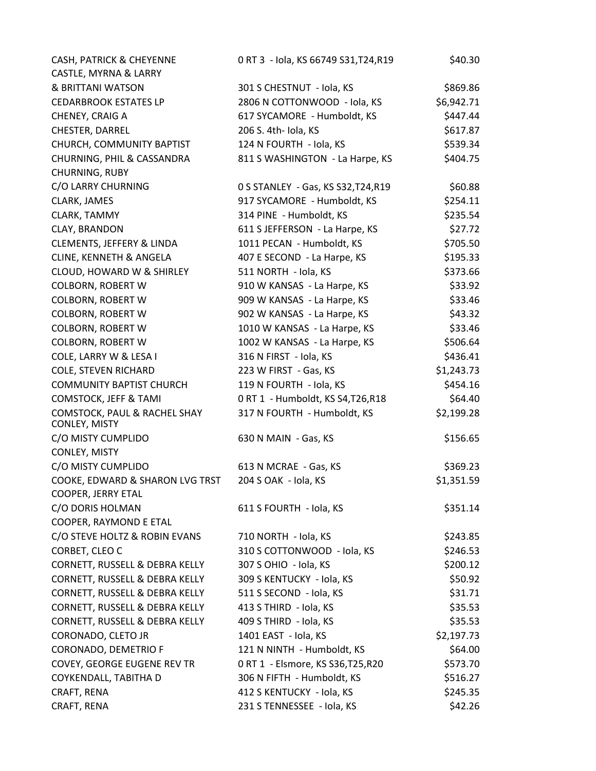| | | |
|---|---|---|
| CASH, PATRICK & CHEYENNE | 0 RT 3 - Iola, KS 66749 S31,T24,R19 | $40.30 |
| CASTLE, MYRNA & LARRY<br>& BRITTANI WATSON | 301 S CHESTNUT - Iola, KS | $869.86 |
| CEDARBROOK ESTATES LP | 2806 N COTTONWOOD - Iola, KS | $6,942.71 |
| CHENEY, CRAIG A | 617 SYCAMORE - Humboldt, KS | $447.44 |
| CHESTER, DARREL | 206 S. 4th- Iola, KS | $617.87 |
| CHURCH, COMMUNITY BAPTIST | 124 N FOURTH - Iola, KS | $539.34 |
| CHURNING, PHIL & CASSANDRA | 811 S WASHINGTON - La Harpe, KS | $404.75 |
| CHURNING, RUBY<br>C/O LARRY CHURNING | 0 S STANLEY - Gas, KS S32,T24,R19 | $60.88 |
| CLARK, JAMES | 917 SYCAMORE - Humboldt, KS | $254.11 |
| CLARK, TAMMY | 314 PINE - Humboldt, KS | $235.54 |
| CLAY, BRANDON | 611 S JEFFERSON - La Harpe, KS | $27.72 |
| CLEMENTS, JEFFERY & LINDA | 1011 PECAN - Humboldt, KS | $705.50 |
| CLINE, KENNETH & ANGELA | 407 E SECOND - La Harpe, KS | $195.33 |
| CLOUD, HOWARD W & SHIRLEY | 511 NORTH - Iola, KS | $373.66 |
| COLBORN, ROBERT W | 910 W KANSAS - La Harpe, KS | $33.92 |
| COLBORN, ROBERT W | 909 W KANSAS - La Harpe, KS | $33.46 |
| COLBORN, ROBERT W | 902 W KANSAS - La Harpe, KS | $43.32 |
| COLBORN, ROBERT W | 1010 W KANSAS - La Harpe, KS | $33.46 |
| COLBORN, ROBERT W | 1002 W KANSAS - La Harpe, KS | $506.64 |
| COLE, LARRY W & LESA I | 316 N FIRST - Iola, KS | $436.41 |
| COLE, STEVEN RICHARD | 223 W FIRST - Gas, KS | $1,243.73 |
| COMMUNITY BAPTIST CHURCH | 119 N FOURTH - Iola, KS | $454.16 |
| COMSTOCK, JEFF & TAMI | 0 RT 1 - Humboldt, KS S4,T26,R18 | $64.40 |
| COMSTOCK, PAUL & RACHEL SHAY | 317 N FOURTH - Humboldt, KS | $2,199.28 |
| CONLEY, MISTY<br>C/O MISTY CUMPLIDO | 630 N MAIN - Gas, KS | $156.65 |
| CONLEY, MISTY<br>C/O MISTY CUMPLIDO | 613 N MCRAE - Gas, KS | $369.23 |
| COOKE, EDWARD & SHARON LVG TRST | 204 S OAK - Iola, KS | $1,351.59 |
| COOPER, JERRY ETAL<br>C/O DORIS HOLMAN | 611 S FOURTH - Iola, KS | $351.14 |
| COOPER, RAYMOND E ETAL<br>C/O STEVE HOLTZ & ROBIN EVANS | 710 NORTH - Iola, KS | $243.85 |
| CORBET, CLEO C | 310 S COTTONWOOD - Iola, KS | $246.53 |
| CORNETT, RUSSELL & DEBRA KELLY | 307 S OHIO - Iola, KS | $200.12 |
| CORNETT, RUSSELL & DEBRA KELLY | 309 S KENTUCKY - Iola, KS | $50.92 |
| CORNETT, RUSSELL & DEBRA KELLY | 511 S SECOND - Iola, KS | $31.71 |
| CORNETT, RUSSELL & DEBRA KELLY | 413 S THIRD - Iola, KS | $35.53 |
| CORNETT, RUSSELL & DEBRA KELLY | 409 S THIRD - Iola, KS | $35.53 |
| CORONADO, CLETO JR | 1401 EAST - Iola, KS | $2,197.73 |
| CORONADO, DEMETRIO F | 121 N NINTH - Humboldt, KS | $64.00 |
| COVEY, GEORGE EUGENE REV TR | 0 RT 1 - Elsmore, KS S36,T25,R20 | $573.70 |
| COYKENDALL, TABITHA D | 306 N FIFTH - Humboldt, KS | $516.27 |
| CRAFT, RENA | 412 S KENTUCKY - Iola, KS | $245.35 |
| CRAFT, RENA | 231 S TENNESSEE - Iola, KS | $42.26 |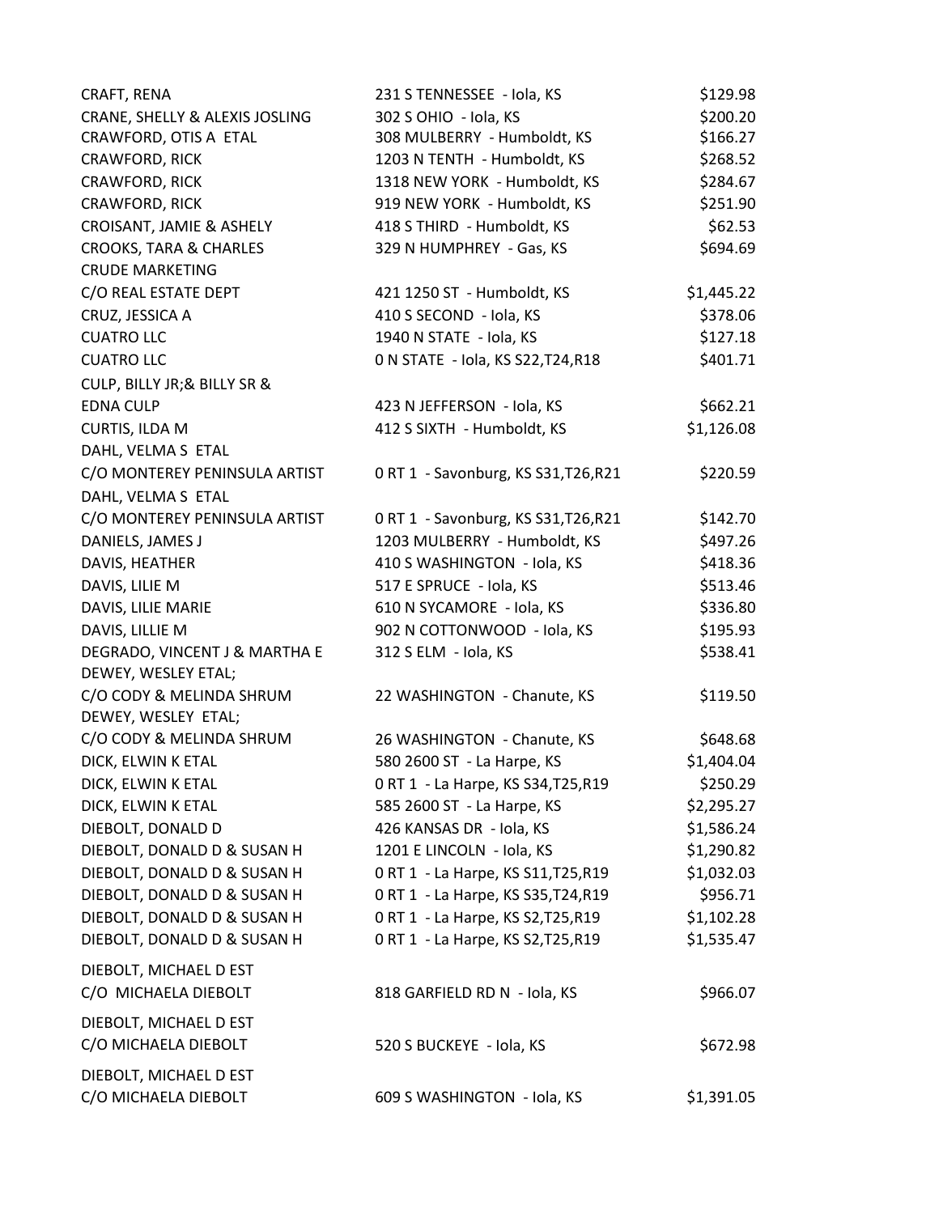| | | |
|---|---|---|
| CRAFT, RENA | 231 S TENNESSEE - Iola, KS | $129.98 |
| CRANE, SHELLY & ALEXIS JOSLING | 302 S OHIO - Iola, KS | $200.20 |
| CRAWFORD, OTIS A ETAL | 308 MULBERRY - Humboldt, KS | $166.27 |
| CRAWFORD, RICK | 1203 N TENTH - Humboldt, KS | $268.52 |
| CRAWFORD, RICK | 1318 NEW YORK - Humboldt, KS | $284.67 |
| CRAWFORD, RICK | 919 NEW YORK - Humboldt, KS | $251.90 |
| CROISANT, JAMIE & ASHELY | 418 S THIRD - Humboldt, KS | $62.53 |
| CROOKS, TARA & CHARLES | 329 N HUMPHREY - Gas, KS | $694.69 |
| CRUDE MARKETING<br>C/O REAL ESTATE DEPT | 421 1250 ST - Humboldt, KS | $1,445.22 |
| CRUZ, JESSICA A | 410 S SECOND - Iola, KS | $378.06 |
| CUATRO LLC | 1940 N STATE - Iola, KS | $127.18 |
| CUATRO LLC | 0 N STATE - Iola, KS S22,T24,R18 | $401.71 |
| CULP, BILLY JR;& BILLY SR &<br>EDNA CULP | 423 N JEFFERSON - Iola, KS | $662.21 |
| CURTIS, ILDA M | 412 S SIXTH - Humboldt, KS | $1,126.08 |
| DAHL, VELMA S ETAL<br>C/O MONTEREY PENINSULA ARTIST | 0 RT 1 - Savonburg, KS S31,T26,R21 | $220.59 |
| DAHL, VELMA S ETAL<br>C/O MONTEREY PENINSULA ARTIST | 0 RT 1 - Savonburg, KS S31,T26,R21 | $142.70 |
| DANIELS, JAMES J | 1203 MULBERRY - Humboldt, KS | $497.26 |
| DAVIS, HEATHER | 410 S WASHINGTON - Iola, KS | $418.36 |
| DAVIS, LILIE M | 517 E SPRUCE - Iola, KS | $513.46 |
| DAVIS, LILIE MARIE | 610 N SYCAMORE - Iola, KS | $336.80 |
| DAVIS, LILLIE M | 902 N COTTONWOOD - Iola, KS | $195.93 |
| DEGRADO, VINCENT J & MARTHA E | 312 S ELM - Iola, KS | $538.41 |
| DEWEY, WESLEY ETAL;<br>C/O CODY & MELINDA SHRUM | 22 WASHINGTON - Chanute, KS | $119.50 |
| DEWEY, WESLEY ETAL;<br>C/O CODY & MELINDA SHRUM | 26 WASHINGTON - Chanute, KS | $648.68 |
| DICK, ELWIN K ETAL | 580 2600 ST - La Harpe, KS | $1,404.04 |
| DICK, ELWIN K ETAL | 0 RT 1 - La Harpe, KS S34,T25,R19 | $250.29 |
| DICK, ELWIN K ETAL | 585 2600 ST - La Harpe, KS | $2,295.27 |
| DIEBOLT, DONALD D | 426 KANSAS DR - Iola, KS | $1,586.24 |
| DIEBOLT, DONALD D & SUSAN H | 1201 E LINCOLN - Iola, KS | $1,290.82 |
| DIEBOLT, DONALD D & SUSAN H | 0 RT 1 - La Harpe, KS S11,T25,R19 | $1,032.03 |
| DIEBOLT, DONALD D & SUSAN H | 0 RT 1 - La Harpe, KS S35,T24,R19 | $956.71 |
| DIEBOLT, DONALD D & SUSAN H | 0 RT 1 - La Harpe, KS S2,T25,R19 | $1,102.28 |
| DIEBOLT, DONALD D & SUSAN H | 0 RT 1 - La Harpe, KS S2,T25,R19 | $1,535.47 |
| DIEBOLT, MICHAEL D EST<br>C/O MICHAELA DIEBOLT | 818 GARFIELD RD N - Iola, KS | $966.07 |
| DIEBOLT, MICHAEL D EST<br>C/O MICHAELA DIEBOLT | 520 S BUCKEYE - Iola, KS | $672.98 |
| DIEBOLT, MICHAEL D EST<br>C/O MICHAELA DIEBOLT | 609 S WASHINGTON - Iola, KS | $1,391.05 |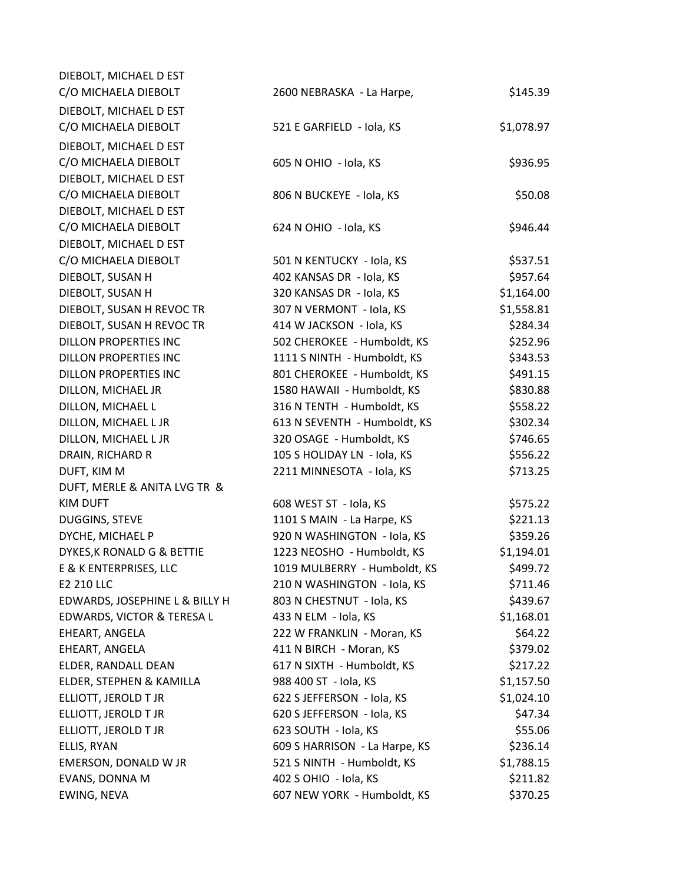| | | |
|---|---|---|
| DIEBOLT, MICHAEL D EST C/O MICHAELA DIEBOLT | 2600 NEBRASKA - La Harpe, | $145.39 |
| DIEBOLT, MICHAEL D EST C/O MICHAELA DIEBOLT | 521 E GARFIELD - Iola, KS | $1,078.97 |
| DIEBOLT, MICHAEL D EST C/O MICHAELA DIEBOLT | 605 N OHIO - Iola, KS | $936.95 |
| DIEBOLT, MICHAEL D EST C/O MICHAELA DIEBOLT | 806 N BUCKEYE - Iola, KS | $50.08 |
| DIEBOLT, MICHAEL D EST C/O MICHAELA DIEBOLT | 624 N OHIO - Iola, KS | $946.44 |
| DIEBOLT, MICHAEL D EST C/O MICHAELA DIEBOLT | 501 N KENTUCKY - Iola, KS | $537.51 |
| DIEBOLT, SUSAN H | 402 KANSAS DR - Iola, KS | $957.64 |
| DIEBOLT, SUSAN H | 320 KANSAS DR - Iola, KS | $1,164.00 |
| DIEBOLT, SUSAN H REVOC TR | 307 N VERMONT - Iola, KS | $1,558.81 |
| DIEBOLT, SUSAN H REVOC TR | 414 W JACKSON - Iola, KS | $284.34 |
| DILLON PROPERTIES INC | 502 CHEROKEE - Humboldt, KS | $252.96 |
| DILLON PROPERTIES INC | 1111 S NINTH - Humboldt, KS | $343.53 |
| DILLON PROPERTIES INC | 801 CHEROKEE - Humboldt, KS | $491.15 |
| DILLON, MICHAEL JR | 1580 HAWAII - Humboldt, KS | $830.88 |
| DILLON, MICHAEL L | 316 N TENTH - Humboldt, KS | $558.22 |
| DILLON, MICHAEL L JR | 613 N SEVENTH - Humboldt, KS | $302.34 |
| DILLON, MICHAEL L JR | 320 OSAGE - Humboldt, KS | $746.65 |
| DRAIN, RICHARD R | 105 S HOLIDAY LN - Iola, KS | $556.22 |
| DUFT, KIM M | 2211 MINNESOTA - Iola, KS | $713.25 |
| DUFT, MERLE & ANITA LVG TR & KIM DUFT | 608 WEST ST - Iola, KS | $575.22 |
| DUGGINS, STEVE | 1101 S MAIN - La Harpe, KS | $221.13 |
| DYCHE, MICHAEL P | 920 N WASHINGTON - Iola, KS | $359.26 |
| DYKES,K RONALD G & BETTIE | 1223 NEOSHO - Humboldt, KS | $1,194.01 |
| E & K ENTERPRISES, LLC | 1019 MULBERRY - Humboldt, KS | $499.72 |
| E2 210 LLC | 210 N WASHINGTON - Iola, KS | $711.46 |
| EDWARDS, JOSEPHINE L & BILLY H | 803 N CHESTNUT - Iola, KS | $439.67 |
| EDWARDS, VICTOR & TERESA L | 433 N ELM - Iola, KS | $1,168.01 |
| EHEART, ANGELA | 222 W FRANKLIN - Moran, KS | $64.22 |
| EHEART, ANGELA | 411 N BIRCH - Moran, KS | $379.02 |
| ELDER, RANDALL DEAN | 617 N SIXTH - Humboldt, KS | $217.22 |
| ELDER, STEPHEN & KAMILLA | 988 400 ST - Iola, KS | $1,157.50 |
| ELLIOTT, JEROLD T JR | 622 S JEFFERSON - Iola, KS | $1,024.10 |
| ELLIOTT, JEROLD T JR | 620 S JEFFERSON - Iola, KS | $47.34 |
| ELLIOTT, JEROLD T JR | 623 SOUTH - Iola, KS | $55.06 |
| ELLIS, RYAN | 609 S HARRISON - La Harpe, KS | $236.14 |
| EMERSON, DONALD W JR | 521 S NINTH - Humboldt, KS | $1,788.15 |
| EVANS, DONNA M | 402 S OHIO - Iola, KS | $211.82 |
| EWING, NEVA | 607 NEW YORK - Humboldt, KS | $370.25 |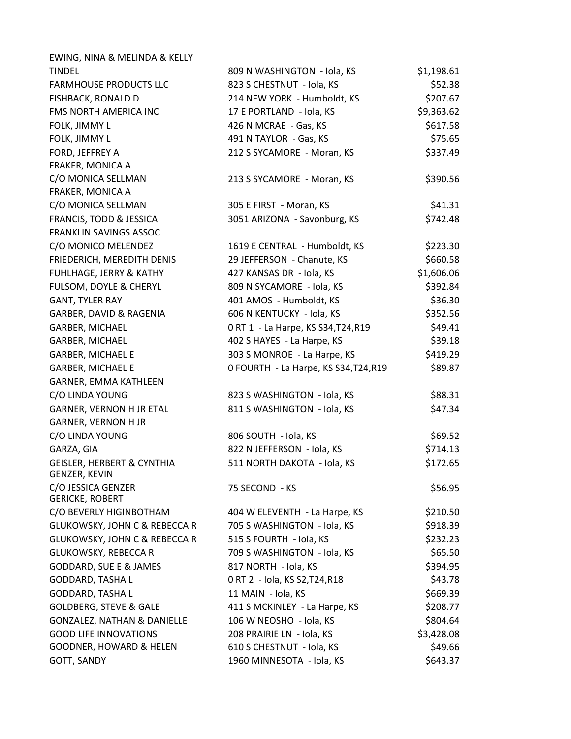| | | |
|---|---|---|
| EWING, NINA & MELINDA & KELLY TINDEL | 809 N WASHINGTON - Iola, KS | $1,198.61 |
| FARMHOUSE PRODUCTS LLC | 823 S CHESTNUT - Iola, KS | $52.38 |
| FISHBACK, RONALD D | 214 NEW YORK - Humboldt, KS | $207.67 |
| FMS NORTH AMERICA INC | 17 E PORTLAND - Iola, KS | $9,363.62 |
| FOLK, JIMMY L | 426 N MCRAE - Gas, KS | $617.58 |
| FOLK, JIMMY L | 491 N TAYLOR - Gas, KS | $75.65 |
| FORD, JEFFREY A | 212 S SYCAMORE - Moran, KS | $337.49 |
| FRAKER, MONICA A C/O MONICA SELLMAN | 213 S SYCAMORE - Moran, KS | $390.56 |
| FRAKER, MONICA A C/O MONICA SELLMAN | 305 E FIRST - Moran, KS | $41.31 |
| FRANCIS, TODD & JESSICA | 3051 ARIZONA - Savonburg, KS | $742.48 |
| FRANKLIN SAVINGS ASSOC C/O MONICO MELENDEZ | 1619 E CENTRAL - Humboldt, KS | $223.30 |
| FRIEDERICH, MEREDITH DENIS | 29 JEFFERSON - Chanute, KS | $660.58 |
| FUHLHAGE, JERRY & KATHY | 427 KANSAS DR - Iola, KS | $1,606.06 |
| FULSOM, DOYLE & CHERYL | 809 N SYCAMORE - Iola, KS | $392.84 |
| GANT, TYLER RAY | 401 AMOS - Humboldt, KS | $36.30 |
| GARBER, DAVID & RAGENIA | 606 N KENTUCKY - Iola, KS | $352.56 |
| GARBER, MICHAEL | 0 RT 1 - La Harpe, KS S34,T24,R19 | $49.41 |
| GARBER, MICHAEL | 402 S HAYES - La Harpe, KS | $39.18 |
| GARBER, MICHAEL E | 303 S MONROE - La Harpe, KS | $419.29 |
| GARBER, MICHAEL E | 0 FOURTH - La Harpe, KS S34,T24,R19 | $89.87 |
| GARNER, EMMA KATHLEEN C/O LINDA YOUNG | 823 S WASHINGTON - Iola, KS | $88.31 |
| GARNER, VERNON H JR ETAL | 811 S WASHINGTON - Iola, KS | $47.34 |
| GARNER, VERNON H JR C/O LINDA YOUNG | 806 SOUTH - Iola, KS | $69.52 |
| GARZA, GIA | 822 N JEFFERSON - Iola, KS | $714.13 |
| GEISLER, HERBERT & CYNTHIA | 511 NORTH DAKOTA - Iola, KS | $172.65 |
| GENZER, KEVIN C/O JESSICA GENZER | 75 SECOND - KS | $56.95 |
| GERICKE, ROBERT C/O BEVERLY HIGINBOTHAM | 404 W ELEVENTH - La Harpe, KS | $210.50 |
| GLUKOWSKY, JOHN C & REBECCA R | 705 S WASHINGTON - Iola, KS | $918.39 |
| GLUKOWSKY, JOHN C & REBECCA R | 515 S FOURTH - Iola, KS | $232.23 |
| GLUKOWSKY, REBECCA R | 709 S WASHINGTON - Iola, KS | $65.50 |
| GODDARD, SUE E & JAMES | 817 NORTH - Iola, KS | $394.95 |
| GODDARD, TASHA L | 0 RT 2 - Iola, KS S2,T24,R18 | $43.78 |
| GODDARD, TASHA L | 11 MAIN - Iola, KS | $669.39 |
| GOLDBERG, STEVE & GALE | 411 S MCKINLEY - La Harpe, KS | $208.77 |
| GONZALEZ, NATHAN & DANIELLE | 106 W NEOSHO - Iola, KS | $804.64 |
| GOOD LIFE INNOVATIONS | 208 PRAIRIE LN - Iola, KS | $3,428.08 |
| GOODNER, HOWARD & HELEN | 610 S CHESTNUT - Iola, KS | $49.66 |
| GOTT, SANDY | 1960 MINNESOTA - Iola, KS | $643.37 |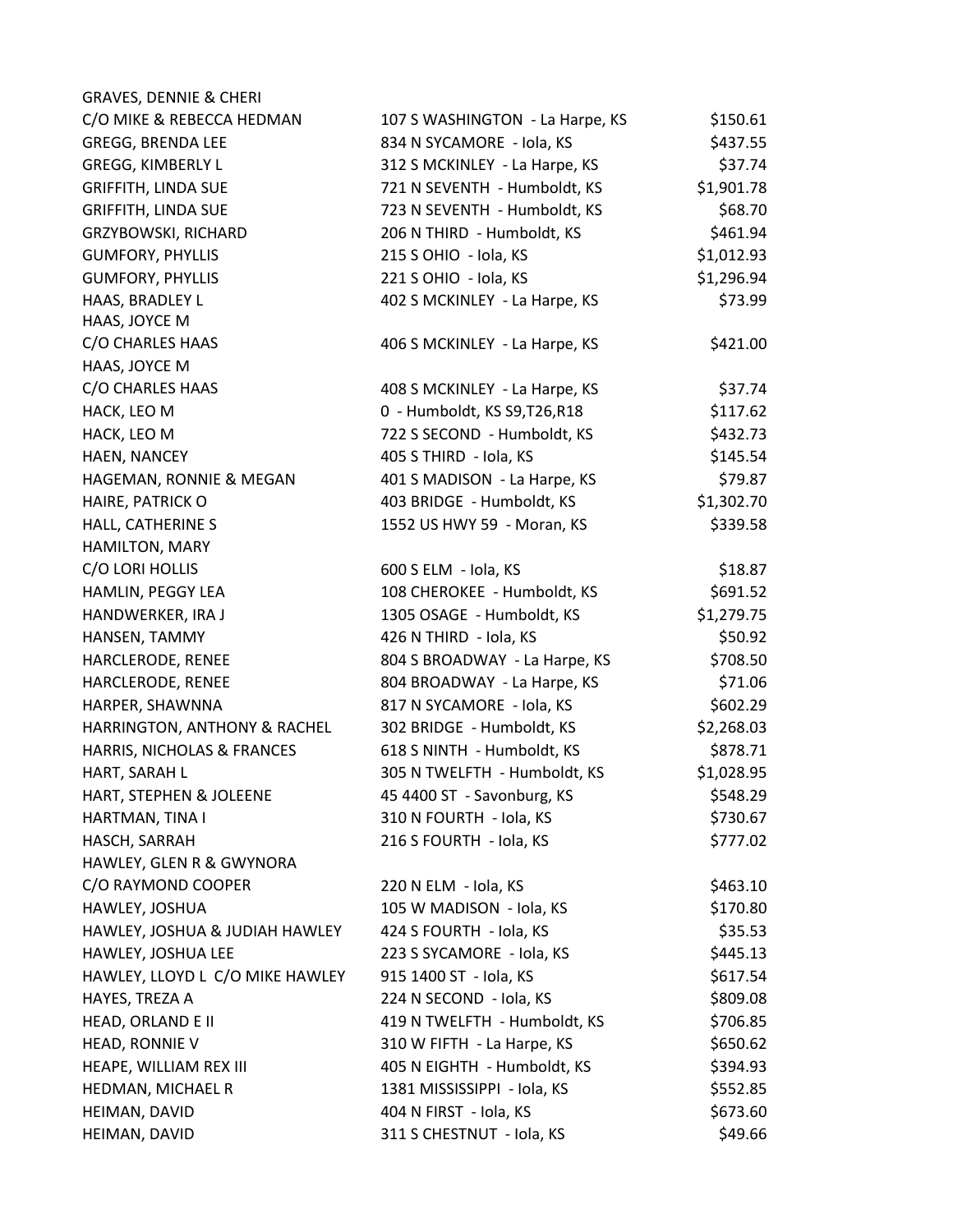| Name | Address | Amount |
|---|---|---|
| GRAVES, DENNIE & CHERI<br>C/O MIKE & REBECCA HEDMAN | 107 S WASHINGTON - La Harpe, KS | $150.61 |
| GREGG, BRENDA LEE | 834 N SYCAMORE - Iola, KS | $437.55 |
| GREGG, KIMBERLY L | 312 S MCKINLEY - La Harpe, KS | $37.74 |
| GRIFFITH, LINDA SUE | 721 N SEVENTH - Humboldt, KS | $1,901.78 |
| GRIFFITH, LINDA SUE | 723 N SEVENTH - Humboldt, KS | $68.70 |
| GRZYBOWSKI, RICHARD | 206 N THIRD - Humboldt, KS | $461.94 |
| GUMFORY, PHYLLIS | 215 S OHIO - Iola, KS | $1,012.93 |
| GUMFORY, PHYLLIS | 221 S OHIO - Iola, KS | $1,296.94 |
| HAAS, BRADLEY L | 402 S MCKINLEY - La Harpe, KS | $73.99 |
| HAAS, JOYCE M<br>C/O CHARLES HAAS | 406 S MCKINLEY - La Harpe, KS | $421.00 |
| HAAS, JOYCE M<br>C/O CHARLES HAAS | 408 S MCKINLEY - La Harpe, KS | $37.74 |
| HACK, LEO M | 0 - Humboldt, KS S9,T26,R18 | $117.62 |
| HACK, LEO M | 722 S SECOND - Humboldt, KS | $432.73 |
| HAEN, NANCEY | 405 S THIRD - Iola, KS | $145.54 |
| HAGEMAN, RONNIE & MEGAN | 401 S MADISON - La Harpe, KS | $79.87 |
| HAIRE, PATRICK O | 403 BRIDGE - Humboldt, KS | $1,302.70 |
| HALL, CATHERINE S | 1552 US HWY 59 - Moran, KS | $339.58 |
| HAMILTON, MARY<br>C/O LORI HOLLIS | 600 S ELM - Iola, KS | $18.87 |
| HAMLIN, PEGGY LEA | 108 CHEROKEE - Humboldt, KS | $691.52 |
| HANDWERKER, IRA J | 1305 OSAGE - Humboldt, KS | $1,279.75 |
| HANSEN, TAMMY | 426 N THIRD - Iola, KS | $50.92 |
| HARCLERODE, RENEE | 804 S BROADWAY - La Harpe, KS | $708.50 |
| HARCLERODE, RENEE | 804 BROADWAY - La Harpe, KS | $71.06 |
| HARPER, SHAWNNA | 817 N SYCAMORE - Iola, KS | $602.29 |
| HARRINGTON, ANTHONY & RACHEL | 302 BRIDGE - Humboldt, KS | $2,268.03 |
| HARRIS, NICHOLAS & FRANCES | 618 S NINTH - Humboldt, KS | $878.71 |
| HART, SARAH L | 305 N TWELFTH - Humboldt, KS | $1,028.95 |
| HART, STEPHEN & JOLEENE | 45 4400 ST - Savonburg, KS | $548.29 |
| HARTMAN, TINA I | 310 N FOURTH - Iola, KS | $730.67 |
| HASCH, SARRAH | 216 S FOURTH - Iola, KS | $777.02 |
| HAWLEY, GLEN R & GWYNORA<br>C/O RAYMOND COOPER | 220 N ELM - Iola, KS | $463.10 |
| HAWLEY, JOSHUA | 105 W MADISON - Iola, KS | $170.80 |
| HAWLEY, JOSHUA & JUDIAH HAWLEY | 424 S FOURTH - Iola, KS | $35.53 |
| HAWLEY, JOSHUA LEE | 223 S SYCAMORE - Iola, KS | $445.13 |
| HAWLEY, LLOYD L C/O MIKE HAWLEY | 915 1400 ST - Iola, KS | $617.54 |
| HAYES, TREZA A | 224 N SECOND - Iola, KS | $809.08 |
| HEAD, ORLAND E II | 419 N TWELFTH - Humboldt, KS | $706.85 |
| HEAD, RONNIE V | 310 W FIFTH - La Harpe, KS | $650.62 |
| HEAPE, WILLIAM REX III | 405 N EIGHTH - Humboldt, KS | $394.93 |
| HEDMAN, MICHAEL R | 1381 MISSISSIPPI - Iola, KS | $552.85 |
| HEIMAN, DAVID | 404 N FIRST - Iola, KS | $673.60 |
| HEIMAN, DAVID | 311 S CHESTNUT - Iola, KS | $49.66 |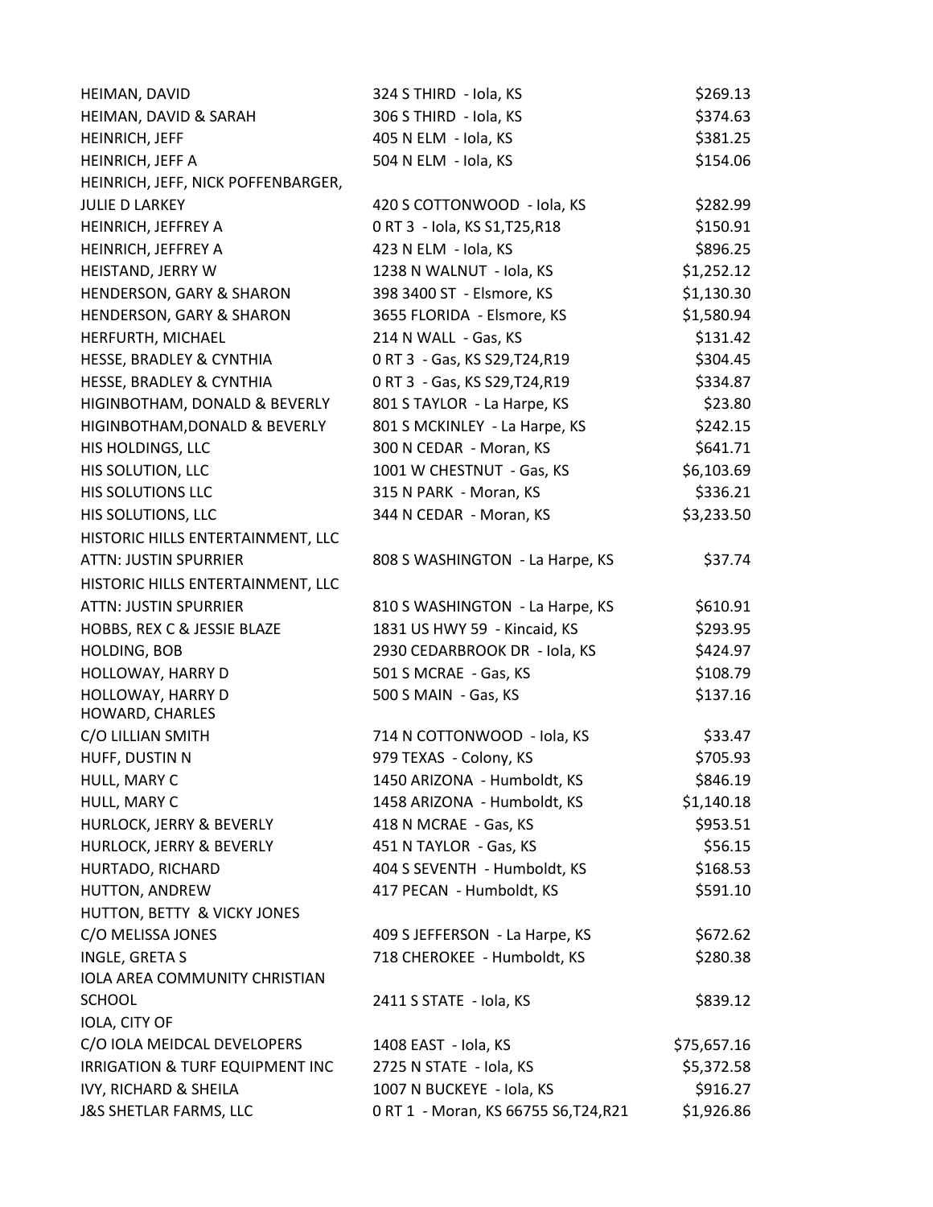| | | |
|---|---|---|
| HEIMAN, DAVID | 324 S THIRD - Iola, KS | $269.13 |
| HEIMAN, DAVID & SARAH | 306 S THIRD - Iola, KS | $374.63 |
| HEINRICH, JEFF | 405 N ELM - Iola, KS | $381.25 |
| HEINRICH, JEFF A | 504 N ELM - Iola, KS | $154.06 |
| HEINRICH, JEFF, NICK POFFENBARGER, JULIE D LARKEY | 420 S COTTONWOOD - Iola, KS | $282.99 |
| HEINRICH, JEFFREY A | 0 RT 3 - Iola, KS S1,T25,R18 | $150.91 |
| HEINRICH, JEFFREY A | 423 N ELM - Iola, KS | $896.25 |
| HEISTAND, JERRY W | 1238 N WALNUT - Iola, KS | $1,252.12 |
| HENDERSON, GARY & SHARON | 398 3400 ST - Elsmore, KS | $1,130.30 |
| HENDERSON, GARY & SHARON | 3655 FLORIDA - Elsmore, KS | $1,580.94 |
| HERFURTH, MICHAEL | 214 N WALL - Gas, KS | $131.42 |
| HESSE, BRADLEY & CYNTHIA | 0 RT 3 - Gas, KS S29,T24,R19 | $304.45 |
| HESSE, BRADLEY & CYNTHIA | 0 RT 3 - Gas, KS S29,T24,R19 | $334.87 |
| HIGINBOTHAM, DONALD & BEVERLY | 801 S TAYLOR - La Harpe, KS | $23.80 |
| HIGINBOTHAM,DONALD & BEVERLY | 801 S MCKINLEY - La Harpe, KS | $242.15 |
| HIS HOLDINGS, LLC | 300 N CEDAR - Moran, KS | $641.71 |
| HIS SOLUTION, LLC | 1001 W CHESTNUT - Gas, KS | $6,103.69 |
| HIS SOLUTIONS LLC | 315 N PARK - Moran, KS | $336.21 |
| HIS SOLUTIONS, LLC | 344 N CEDAR - Moran, KS | $3,233.50 |
| HISTORIC HILLS ENTERTAINMENT, LLC ATTN: JUSTIN SPURRIER | 808 S WASHINGTON - La Harpe, KS | $37.74 |
| HISTORIC HILLS ENTERTAINMENT, LLC ATTN: JUSTIN SPURRIER | 810 S WASHINGTON - La Harpe, KS | $610.91 |
| HOBBS, REX C & JESSIE BLAZE | 1831 US HWY 59 - Kincaid, KS | $293.95 |
| HOLDING, BOB | 2930 CEDARBROOK DR - Iola, KS | $424.97 |
| HOLLOWAY, HARRY D | 501 S MCRAE - Gas, KS | $108.79 |
| HOLLOWAY, HARRY D | 500 S MAIN - Gas, KS | $137.16 |
| HOWARD, CHARLES C/O LILLIAN SMITH | 714 N COTTONWOOD - Iola, KS | $33.47 |
| HUFF, DUSTIN N | 979 TEXAS - Colony, KS | $705.93 |
| HULL, MARY C | 1450 ARIZONA - Humboldt, KS | $846.19 |
| HULL, MARY C | 1458 ARIZONA - Humboldt, KS | $1,140.18 |
| HURLOCK, JERRY & BEVERLY | 418 N MCRAE - Gas, KS | $953.51 |
| HURLOCK, JERRY & BEVERLY | 451 N TAYLOR - Gas, KS | $56.15 |
| HURTADO, RICHARD | 404 S SEVENTH - Humboldt, KS | $168.53 |
| HUTTON, ANDREW | 417 PECAN - Humboldt, KS | $591.10 |
| HUTTON, BETTY & VICKY JONES C/O MELISSA JONES | 409 S JEFFERSON - La Harpe, KS | $672.62 |
| INGLE, GRETA S | 718 CHEROKEE - Humboldt, KS | $280.38 |
| IOLA AREA COMMUNITY CHRISTIAN SCHOOL | 2411 S STATE - Iola, KS | $839.12 |
| IOLA, CITY OF C/O IOLA MEIDCAL DEVELOPERS | 1408 EAST - Iola, KS | $75,657.16 |
| IRRIGATION & TURF EQUIPMENT INC | 2725 N STATE - Iola, KS | $5,372.58 |
| IVY, RICHARD & SHEILA | 1007 N BUCKEYE - Iola, KS | $916.27 |
| J&S SHETLAR FARMS, LLC | 0 RT 1 - Moran, KS 66755 S6,T24,R21 | $1,926.86 |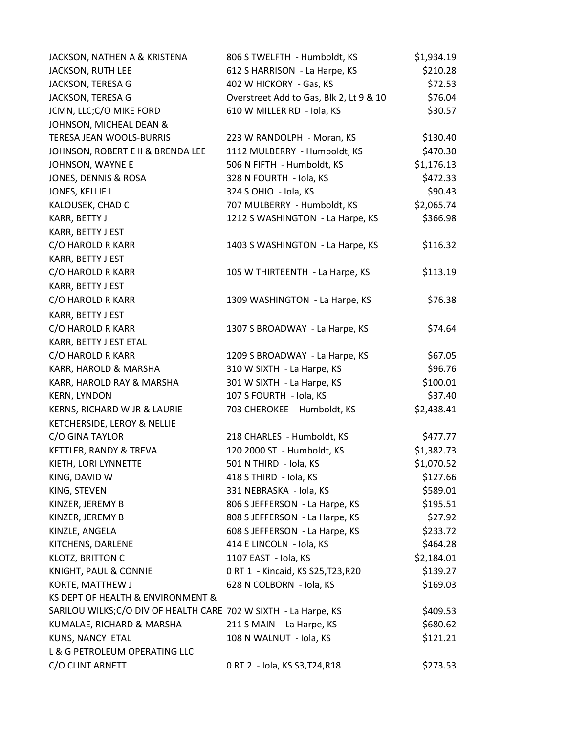| | | |
|---|---|---|
| JACKSON, NATHEN A & KRISTENA | 806 S TWELFTH - Humboldt, KS | $1,934.19 |
| JACKSON, RUTH LEE | 612 S HARRISON - La Harpe, KS | $210.28 |
| JACKSON, TERESA G | 402 W HICKORY - Gas, KS | $72.53 |
| JACKSON, TERESA G | Overstreet Add to Gas, Blk 2, Lt 9 & 10 | $76.04 |
| JCMN, LLC;C/O MIKE FORD | 610 W MILLER RD - Iola, KS | $30.57 |
| JOHNSON, MICHEAL DEAN & TERESA JEAN WOOLS-BURRIS | 223 W RANDOLPH - Moran, KS | $130.40 |
| JOHNSON, ROBERT E II & BRENDA LEE | 1112 MULBERRY - Humboldt, KS | $470.30 |
| JOHNSON, WAYNE E | 506 N FIFTH - Humboldt, KS | $1,176.13 |
| JONES, DENNIS & ROSA | 328 N FOURTH - Iola, KS | $472.33 |
| JONES, KELLIE L | 324 S OHIO - Iola, KS | $90.43 |
| KALOUSEK, CHAD C | 707 MULBERRY - Humboldt, KS | $2,065.74 |
| KARR, BETTY J | 1212 S WASHINGTON - La Harpe, KS | $366.98 |
| KARR, BETTY J EST C/O HAROLD R KARR | 1403 S WASHINGTON - La Harpe, KS | $116.32 |
| KARR, BETTY J EST C/O HAROLD R KARR | 105 W THIRTEENTH - La Harpe, KS | $113.19 |
| KARR, BETTY J EST C/O HAROLD R KARR | 1309 WASHINGTON - La Harpe, KS | $76.38 |
| KARR, BETTY J EST C/O HAROLD R KARR | 1307 S BROADWAY - La Harpe, KS | $74.64 |
| KARR, BETTY J EST ETAL C/O HAROLD R KARR | 1209 S BROADWAY - La Harpe, KS | $67.05 |
| KARR, HAROLD & MARSHA | 310 W SIXTH - La Harpe, KS | $96.76 |
| KARR, HAROLD RAY & MARSHA | 301 W SIXTH - La Harpe, KS | $100.01 |
| KERN, LYNDON | 107 S FOURTH - Iola, KS | $37.40 |
| KERNS, RICHARD W JR & LAURIE | 703 CHEROKEE - Humboldt, KS | $2,438.41 |
| KETCHERSIDE, LEROY & NELLIE C/O GINA TAYLOR | 218 CHARLES - Humboldt, KS | $477.77 |
| KETTLER, RANDY & TREVA | 120 2000 ST - Humboldt, KS | $1,382.73 |
| KIETH, LORI LYNNETTE | 501 N THIRD - Iola, KS | $1,070.52 |
| KING, DAVID W | 418 S THIRD - Iola, KS | $127.66 |
| KING, STEVEN | 331 NEBRASKA - Iola, KS | $589.01 |
| KINZER, JEREMY B | 806 S JEFFERSON - La Harpe, KS | $195.51 |
| KINZER, JEREMY B | 808 S JEFFERSON - La Harpe, KS | $27.92 |
| KINZLE, ANGELA | 608 S JEFFERSON - La Harpe, KS | $233.72 |
| KITCHENS, DARLENE | 414 E LINCOLN - Iola, KS | $464.28 |
| KLOTZ, BRITTON C | 1107 EAST - Iola, KS | $2,184.01 |
| KNIGHT, PAUL & CONNIE | 0 RT 1 - Kincaid, KS S25,T23,R20 | $139.27 |
| KORTE, MATTHEW J | 628 N COLBORN - Iola, KS | $169.03 |
| KS DEPT OF HEALTH & ENVIRONMENT & SARILOU WILKS;C/O DIV OF HEALTH CARE | 702 W SIXTH - La Harpe, KS | $409.53 |
| KUMALAE, RICHARD & MARSHA | 211 S MAIN - La Harpe, KS | $680.62 |
| KUNS, NANCY ETAL | 108 N WALNUT - Iola, KS | $121.21 |
| L & G PETROLEUM OPERATING LLC C/O CLINT ARNETT | 0 RT 2 - Iola, KS S3,T24,R18 | $273.53 |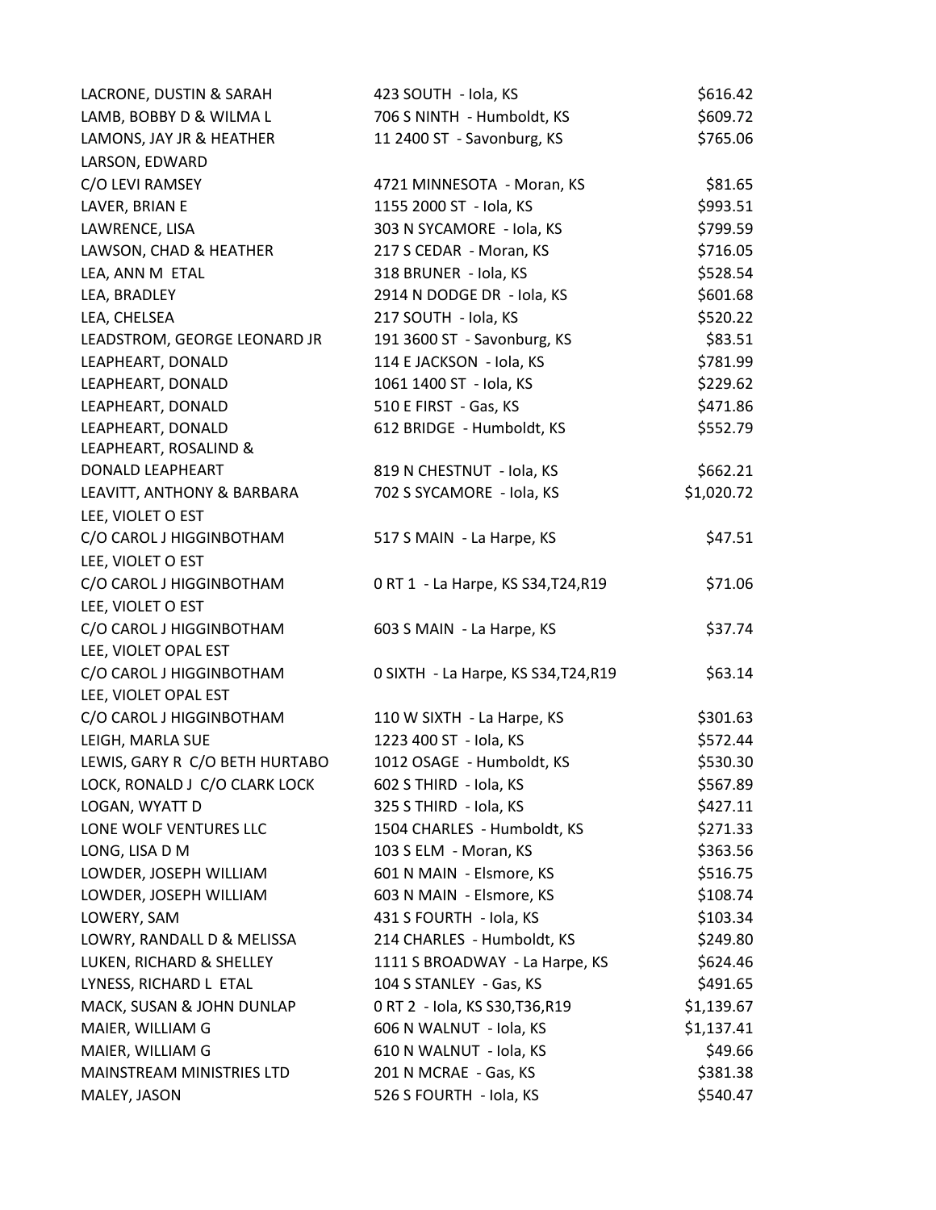| | | |
|---|---|---|
| LACRONE, DUSTIN & SARAH | 423 SOUTH - Iola, KS | $616.42 |
| LAMB, BOBBY D & WILMA L | 706 S NINTH - Humboldt, KS | $609.72 |
| LAMONS, JAY JR & HEATHER | 11 2400 ST - Savonburg, KS | $765.06 |
| LARSON, EDWARD C/O LEVI RAMSEY | 4721 MINNESOTA - Moran, KS | $81.65 |
| LAVER, BRIAN E | 1155 2000 ST - Iola, KS | $993.51 |
| LAWRENCE, LISA | 303 N SYCAMORE - Iola, KS | $799.59 |
| LAWSON, CHAD & HEATHER | 217 S CEDAR - Moran, KS | $716.05 |
| LEA, ANN M ETAL | 318 BRUNER - Iola, KS | $528.54 |
| LEA, BRADLEY | 2914 N DODGE DR - Iola, KS | $601.68 |
| LEA, CHELSEA | 217 SOUTH - Iola, KS | $520.22 |
| LEADSTROM, GEORGE LEONARD JR | 191 3600 ST - Savonburg, KS | $83.51 |
| LEAPHEART, DONALD | 114 E JACKSON - Iola, KS | $781.99 |
| LEAPHEART, DONALD | 1061 1400 ST - Iola, KS | $229.62 |
| LEAPHEART, DONALD | 510 E FIRST - Gas, KS | $471.86 |
| LEAPHEART, DONALD | 612 BRIDGE - Humboldt, KS | $552.79 |
| LEAPHEART, ROSALIND & DONALD LEAPHEART | 819 N CHESTNUT - Iola, KS | $662.21 |
| LEAVITT, ANTHONY & BARBARA | 702 S SYCAMORE - Iola, KS | $1,020.72 |
| LEE, VIOLET O EST C/O CAROL J HIGGINBOTHAM | 517 S MAIN - La Harpe, KS | $47.51 |
| LEE, VIOLET O EST C/O CAROL J HIGGINBOTHAM | 0 RT 1 - La Harpe, KS S34,T24,R19 | $71.06 |
| LEE, VIOLET O EST C/O CAROL J HIGGINBOTHAM | 603 S MAIN - La Harpe, KS | $37.74 |
| LEE, VIOLET OPAL EST C/O CAROL J HIGGINBOTHAM | 0 SIXTH - La Harpe, KS S34,T24,R19 | $63.14 |
| LEE, VIOLET OPAL EST C/O CAROL J HIGGINBOTHAM | 110 W SIXTH - La Harpe, KS | $301.63 |
| LEIGH, MARLA SUE | 1223 400 ST - Iola, KS | $572.44 |
| LEWIS, GARY R C/O BETH HURTABO | 1012 OSAGE - Humboldt, KS | $530.30 |
| LOCK, RONALD J C/O CLARK LOCK | 602 S THIRD - Iola, KS | $567.89 |
| LOGAN, WYATT D | 325 S THIRD - Iola, KS | $427.11 |
| LONE WOLF VENTURES LLC | 1504 CHARLES - Humboldt, KS | $271.33 |
| LONG, LISA D M | 103 S ELM - Moran, KS | $363.56 |
| LOWDER, JOSEPH WILLIAM | 601 N MAIN - Elsmore, KS | $516.75 |
| LOWDER, JOSEPH WILLIAM | 603 N MAIN - Elsmore, KS | $108.74 |
| LOWERY, SAM | 431 S FOURTH - Iola, KS | $103.34 |
| LOWRY, RANDALL D & MELISSA | 214 CHARLES - Humboldt, KS | $249.80 |
| LUKEN, RICHARD & SHELLEY | 1111 S BROADWAY - La Harpe, KS | $624.46 |
| LYNESS, RICHARD L ETAL | 104 S STANLEY - Gas, KS | $491.65 |
| MACK, SUSAN & JOHN DUNLAP | 0 RT 2 - Iola, KS S30,T36,R19 | $1,139.67 |
| MAIER, WILLIAM G | 606 N WALNUT - Iola, KS | $1,137.41 |
| MAIER, WILLIAM G | 610 N WALNUT - Iola, KS | $49.66 |
| MAINSTREAM MINISTRIES LTD | 201 N MCRAE - Gas, KS | $381.38 |
| MALEY, JASON | 526 S FOURTH - Iola, KS | $540.47 |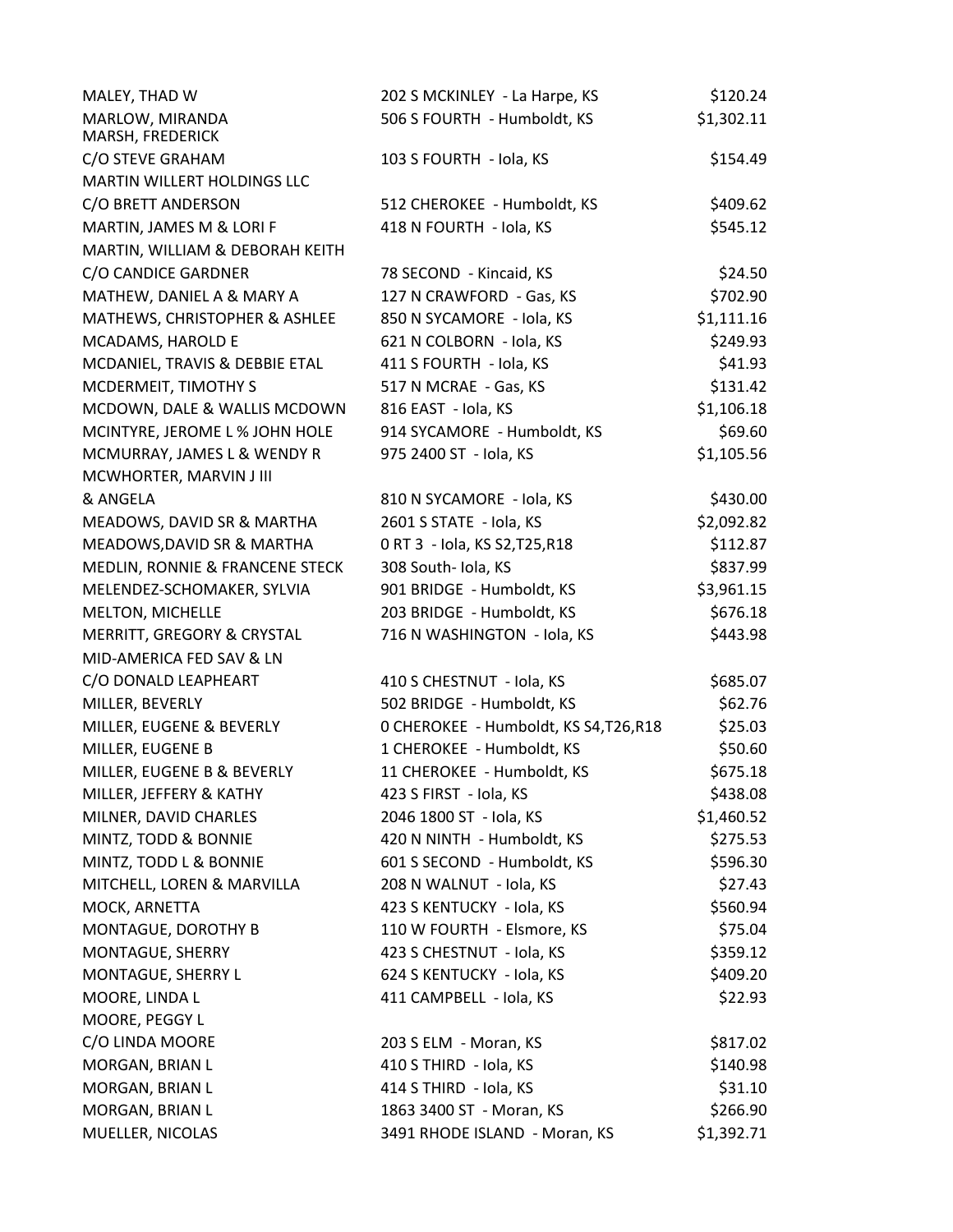| | | |
|---|---|---|
| MALEY, THAD W | 202 S MCKINLEY - La Harpe, KS | $120.24 |
| MARLOW, MIRANDA | 506 S FOURTH - Humboldt, KS | $1,302.11 |
| MARSH, FREDERICK<br>C/O STEVE GRAHAM | 103 S FOURTH - Iola, KS | $154.49 |
| MARTIN WILLERT HOLDINGS LLC<br>C/O BRETT ANDERSON | 512 CHEROKEE - Humboldt, KS | $409.62 |
| MARTIN, JAMES M & LORI F | 418 N FOURTH - Iola, KS | $545.12 |
| MARTIN, WILLIAM & DEBORAH KEITH<br>C/O CANDICE GARDNER | 78 SECOND - Kincaid, KS | $24.50 |
| MATHEW, DANIEL A & MARY A | 127 N CRAWFORD - Gas, KS | $702.90 |
| MATHEWS, CHRISTOPHER & ASHLEE | 850 N SYCAMORE - Iola, KS | $1,111.16 |
| MCADAMS, HAROLD E | 621 N COLBORN - Iola, KS | $249.93 |
| MCDANIEL, TRAVIS & DEBBIE ETAL | 411 S FOURTH - Iola, KS | $41.93 |
| MCDERMEIT, TIMOTHY S | 517 N MCRAE - Gas, KS | $131.42 |
| MCDOWN, DALE & WALLIS MCDOWN | 816 EAST - Iola, KS | $1,106.18 |
| MCINTYRE, JEROME L % JOHN HOLE | 914 SYCAMORE - Humboldt, KS | $69.60 |
| MCMURRAY, JAMES L & WENDY R | 975 2400 ST - Iola, KS | $1,105.56 |
| MCWHORTER, MARVIN J III<br>& ANGELA | 810 N SYCAMORE - Iola, KS | $430.00 |
| MEADOWS, DAVID SR & MARTHA | 2601 S STATE - Iola, KS | $2,092.82 |
| MEADOWS,DAVID SR & MARTHA | 0 RT 3 - Iola, KS S2,T25,R18 | $112.87 |
| MEDLIN, RONNIE & FRANCENE STECK | 308 South- Iola, KS | $837.99 |
| MELENDEZ-SCHOMAKER, SYLVIA | 901 BRIDGE - Humboldt, KS | $3,961.15 |
| MELTON, MICHELLE | 203 BRIDGE - Humboldt, KS | $676.18 |
| MERRITT, GREGORY & CRYSTAL | 716 N WASHINGTON - Iola, KS | $443.98 |
| MID-AMERICA FED SAV & LN<br>C/O DONALD LEAPHEART | 410 S CHESTNUT - Iola, KS | $685.07 |
| MILLER, BEVERLY | 502 BRIDGE - Humboldt, KS | $62.76 |
| MILLER, EUGENE & BEVERLY | 0 CHEROKEE - Humboldt, KS S4,T26,R18 | $25.03 |
| MILLER, EUGENE B | 1 CHEROKEE - Humboldt, KS | $50.60 |
| MILLER, EUGENE B & BEVERLY | 11 CHEROKEE - Humboldt, KS | $675.18 |
| MILLER, JEFFERY & KATHY | 423 S FIRST - Iola, KS | $438.08 |
| MILNER, DAVID CHARLES | 2046 1800 ST - Iola, KS | $1,460.52 |
| MINTZ, TODD & BONNIE | 420 N NINTH - Humboldt, KS | $275.53 |
| MINTZ, TODD L & BONNIE | 601 S SECOND - Humboldt, KS | $596.30 |
| MITCHELL, LOREN & MARVILLA | 208 N WALNUT - Iola, KS | $27.43 |
| MOCK, ARNETTA | 423 S KENTUCKY - Iola, KS | $560.94 |
| MONTAGUE, DOROTHY B | 110 W FOURTH - Elsmore, KS | $75.04 |
| MONTAGUE, SHERRY | 423 S CHESTNUT - Iola, KS | $359.12 |
| MONTAGUE, SHERRY L | 624 S KENTUCKY - Iola, KS | $409.20 |
| MOORE, LINDA L | 411 CAMPBELL - Iola, KS | $22.93 |
| MOORE, PEGGY L<br>C/O LINDA MOORE | 203 S ELM - Moran, KS | $817.02 |
| MORGAN, BRIAN L | 410 S THIRD - Iola, KS | $140.98 |
| MORGAN, BRIAN L | 414 S THIRD - Iola, KS | $31.10 |
| MORGAN, BRIAN L | 1863 3400 ST - Moran, KS | $266.90 |
| MUELLER, NICOLAS | 3491 RHODE ISLAND - Moran, KS | $1,392.71 |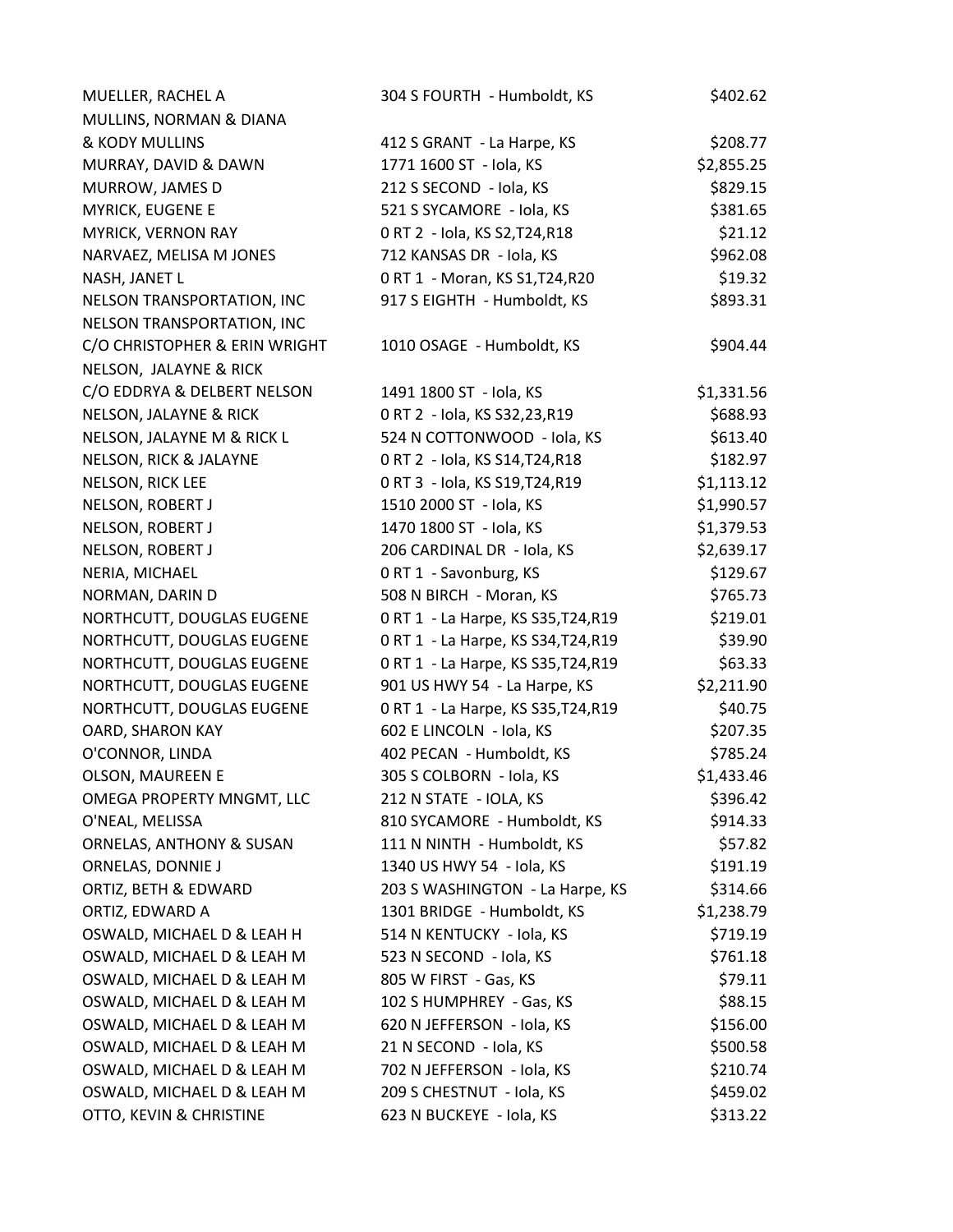| | | |
|---|---|---|
| MUELLER, RACHEL A | 304 S FOURTH - Humboldt, KS | $402.62 |
| MULLINS, NORMAN & DIANA | | |
| & KODY MULLINS | 412 S GRANT - La Harpe, KS | $208.77 |
| MURRAY, DAVID & DAWN | 1771 1600 ST - Iola, KS | $2,855.25 |
| MURROW, JAMES D | 212 S SECOND - Iola, KS | $829.15 |
| MYRICK, EUGENE E | 521 S SYCAMORE - Iola, KS | $381.65 |
| MYRICK, VERNON RAY | 0 RT 2 - Iola, KS S2,T24,R18 | $21.12 |
| NARVAEZ, MELISA M JONES | 712 KANSAS DR - Iola, KS | $962.08 |
| NASH, JANET L | 0 RT 1 - Moran, KS S1,T24,R20 | $19.32 |
| NELSON TRANSPORTATION, INC | 917 S EIGHTH - Humboldt, KS | $893.31 |
| NELSON TRANSPORTATION, INC | | |
| C/O CHRISTOPHER & ERIN WRIGHT | 1010 OSAGE - Humboldt, KS | $904.44 |
| NELSON, JALAYNE & RICK | | |
| C/O EDDRYA & DELBERT NELSON | 1491 1800 ST - Iola, KS | $1,331.56 |
| NELSON, JALAYNE & RICK | 0 RT 2 - Iola, KS S32,23,R19 | $688.93 |
| NELSON, JALAYNE M & RICK L | 524 N COTTONWOOD - Iola, KS | $613.40 |
| NELSON, RICK & JALAYNE | 0 RT 2 - Iola, KS S14,T24,R18 | $182.97 |
| NELSON, RICK LEE | 0 RT 3 - Iola, KS S19,T24,R19 | $1,113.12 |
| NELSON, ROBERT J | 1510 2000 ST - Iola, KS | $1,990.57 |
| NELSON, ROBERT J | 1470 1800 ST - Iola, KS | $1,379.53 |
| NELSON, ROBERT J | 206 CARDINAL DR - Iola, KS | $2,639.17 |
| NERIA, MICHAEL | 0 RT 1 - Savonburg, KS | $129.67 |
| NORMAN, DARIN D | 508 N BIRCH - Moran, KS | $765.73 |
| NORTHCUTT, DOUGLAS EUGENE | 0 RT 1 - La Harpe, KS S35,T24,R19 | $219.01 |
| NORTHCUTT, DOUGLAS EUGENE | 0 RT 1 - La Harpe, KS S34,T24,R19 | $39.90 |
| NORTHCUTT, DOUGLAS EUGENE | 0 RT 1 - La Harpe, KS S35,T24,R19 | $63.33 |
| NORTHCUTT, DOUGLAS EUGENE | 901 US HWY 54 - La Harpe, KS | $2,211.90 |
| NORTHCUTT, DOUGLAS EUGENE | 0 RT 1 - La Harpe, KS S35,T24,R19 | $40.75 |
| OARD, SHARON KAY | 602 E LINCOLN - Iola, KS | $207.35 |
| O'CONNOR, LINDA | 402 PECAN - Humboldt, KS | $785.24 |
| OLSON, MAUREEN E | 305 S COLBORN - Iola, KS | $1,433.46 |
| OMEGA PROPERTY MNGMT, LLC | 212 N STATE - IOLA, KS | $396.42 |
| O'NEAL, MELISSA | 810 SYCAMORE - Humboldt, KS | $914.33 |
| ORNELAS, ANTHONY & SUSAN | 111 N NINTH - Humboldt, KS | $57.82 |
| ORNELAS, DONNIE J | 1340 US HWY 54 - Iola, KS | $191.19 |
| ORTIZ, BETH & EDWARD | 203 S WASHINGTON - La Harpe, KS | $314.66 |
| ORTIZ, EDWARD A | 1301 BRIDGE - Humboldt, KS | $1,238.79 |
| OSWALD, MICHAEL D & LEAH H | 514 N KENTUCKY - Iola, KS | $719.19 |
| OSWALD, MICHAEL D & LEAH M | 523 N SECOND - Iola, KS | $761.18 |
| OSWALD, MICHAEL D & LEAH M | 805 W FIRST - Gas, KS | $79.11 |
| OSWALD, MICHAEL D & LEAH M | 102 S HUMPHREY - Gas, KS | $88.15 |
| OSWALD, MICHAEL D & LEAH M | 620 N JEFFERSON - Iola, KS | $156.00 |
| OSWALD, MICHAEL D & LEAH M | 21 N SECOND - Iola, KS | $500.58 |
| OSWALD, MICHAEL D & LEAH M | 702 N JEFFERSON - Iola, KS | $210.74 |
| OSWALD, MICHAEL D & LEAH M | 209 S CHESTNUT - Iola, KS | $459.02 |
| OTTO, KEVIN & CHRISTINE | 623 N BUCKEYE - Iola, KS | $313.22 |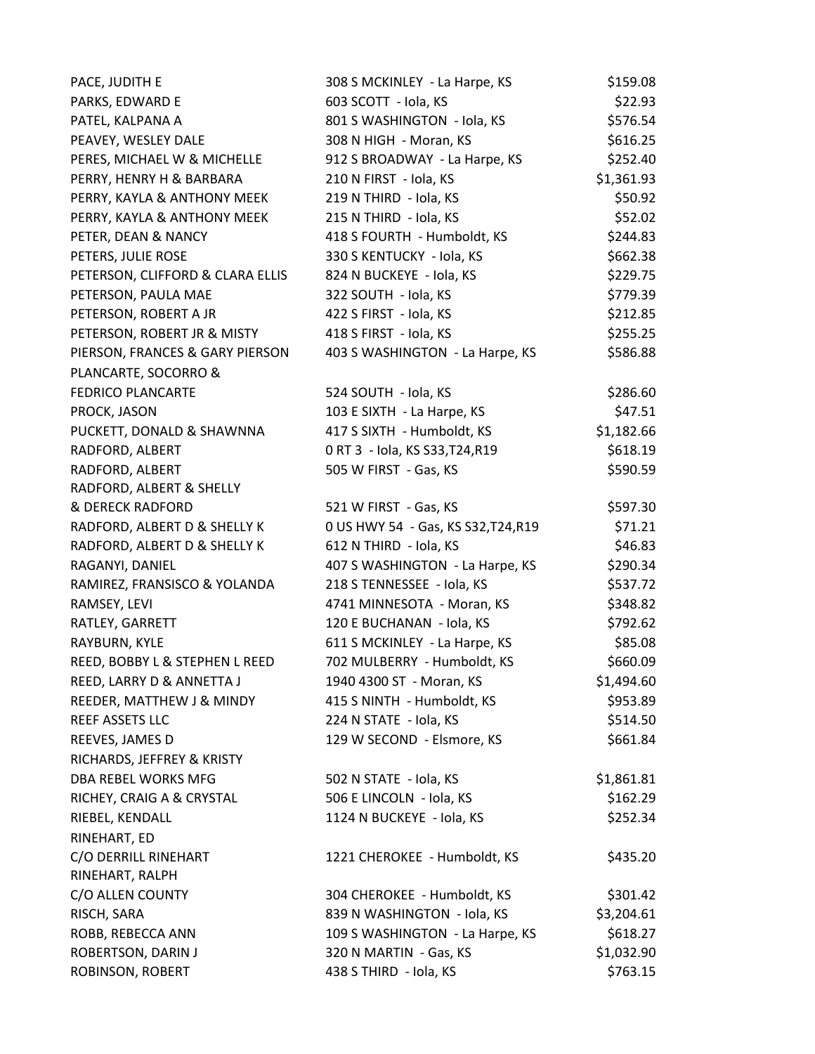| | | |
|---|---|---|
| PACE, JUDITH E | 308 S MCKINLEY - La Harpe, KS | $159.08 |
| PARKS, EDWARD E | 603 SCOTT - Iola, KS | $22.93 |
| PATEL, KALPANA A | 801 S WASHINGTON - Iola, KS | $576.54 |
| PEAVEY, WESLEY DALE | 308 N HIGH - Moran, KS | $616.25 |
| PERES, MICHAEL W & MICHELLE | 912 S BROADWAY - La Harpe, KS | $252.40 |
| PERRY, HENRY H & BARBARA | 210 N FIRST - Iola, KS | $1,361.93 |
| PERRY, KAYLA & ANTHONY MEEK | 219 N THIRD - Iola, KS | $50.92 |
| PERRY, KAYLA & ANTHONY MEEK | 215 N THIRD - Iola, KS | $52.02 |
| PETER, DEAN & NANCY | 418 S FOURTH - Humboldt, KS | $244.83 |
| PETERS, JULIE ROSE | 330 S KENTUCKY - Iola, KS | $662.38 |
| PETERSON, CLIFFORD & CLARA ELLIS | 824 N BUCKEYE - Iola, KS | $229.75 |
| PETERSON, PAULA MAE | 322 SOUTH - Iola, KS | $779.39 |
| PETERSON, ROBERT A JR | 422 S FIRST - Iola, KS | $212.85 |
| PETERSON, ROBERT JR & MISTY | 418 S FIRST - Iola, KS | $255.25 |
| PIERSON, FRANCES & GARY PIERSON | 403 S WASHINGTON - La Harpe, KS | $586.88 |
| PLANCARTE, SOCORRO & FEDRICO PLANCARTE | 524 SOUTH - Iola, KS | $286.60 |
| PROCK, JASON | 103 E SIXTH - La Harpe, KS | $47.51 |
| PUCKETT, DONALD & SHAWNNA | 417 S SIXTH - Humboldt, KS | $1,182.66 |
| RADFORD, ALBERT | 0 RT 3 - Iola, KS S33,T24,R19 | $618.19 |
| RADFORD, ALBERT | 505 W FIRST - Gas, KS | $590.59 |
| RADFORD, ALBERT & SHELLY & DERECK RADFORD | 521 W FIRST - Gas, KS | $597.30 |
| RADFORD, ALBERT D & SHELLY K | 0 US HWY 54 - Gas, KS S32,T24,R19 | $71.21 |
| RADFORD, ALBERT D & SHELLY K | 612 N THIRD - Iola, KS | $46.83 |
| RAGANYI, DANIEL | 407 S WASHINGTON - La Harpe, KS | $290.34 |
| RAMIREZ, FRANSISCO & YOLANDA | 218 S TENNESSEE - Iola, KS | $537.72 |
| RAMSEY, LEVI | 4741 MINNESOTA - Moran, KS | $348.82 |
| RATLEY, GARRETT | 120 E BUCHANAN - Iola, KS | $792.62 |
| RAYBURN, KYLE | 611 S MCKINLEY - La Harpe, KS | $85.08 |
| REED, BOBBY L & STEPHEN L REED | 702 MULBERRY - Humboldt, KS | $660.09 |
| REED, LARRY D & ANNETTA J | 1940 4300 ST - Moran, KS | $1,494.60 |
| REEDER, MATTHEW J & MINDY | 415 S NINTH - Humboldt, KS | $953.89 |
| REEF ASSETS LLC | 224 N STATE - Iola, KS | $514.50 |
| REEVES, JAMES D | 129 W SECOND - Elsmore, KS | $661.84 |
| RICHARDS, JEFFREY & KRISTY DBA REBEL WORKS MFG | 502 N STATE - Iola, KS | $1,861.81 |
| RICHEY, CRAIG A & CRYSTAL | 506 E LINCOLN - Iola, KS | $162.29 |
| RIEBEL, KENDALL | 1124 N BUCKEYE - Iola, KS | $252.34 |
| RINEHART, ED C/O DERRILL RINEHART | 1221 CHEROKEE - Humboldt, KS | $435.20 |
| RINEHART, RALPH C/O ALLEN COUNTY | 304 CHEROKEE - Humboldt, KS | $301.42 |
| RISCH, SARA | 839 N WASHINGTON - Iola, KS | $3,204.61 |
| ROBB, REBECCA ANN | 109 S WASHINGTON - La Harpe, KS | $618.27 |
| ROBERTSON, DARIN J | 320 N MARTIN - Gas, KS | $1,032.90 |
| ROBINSON, ROBERT | 438 S THIRD - Iola, KS | $763.15 |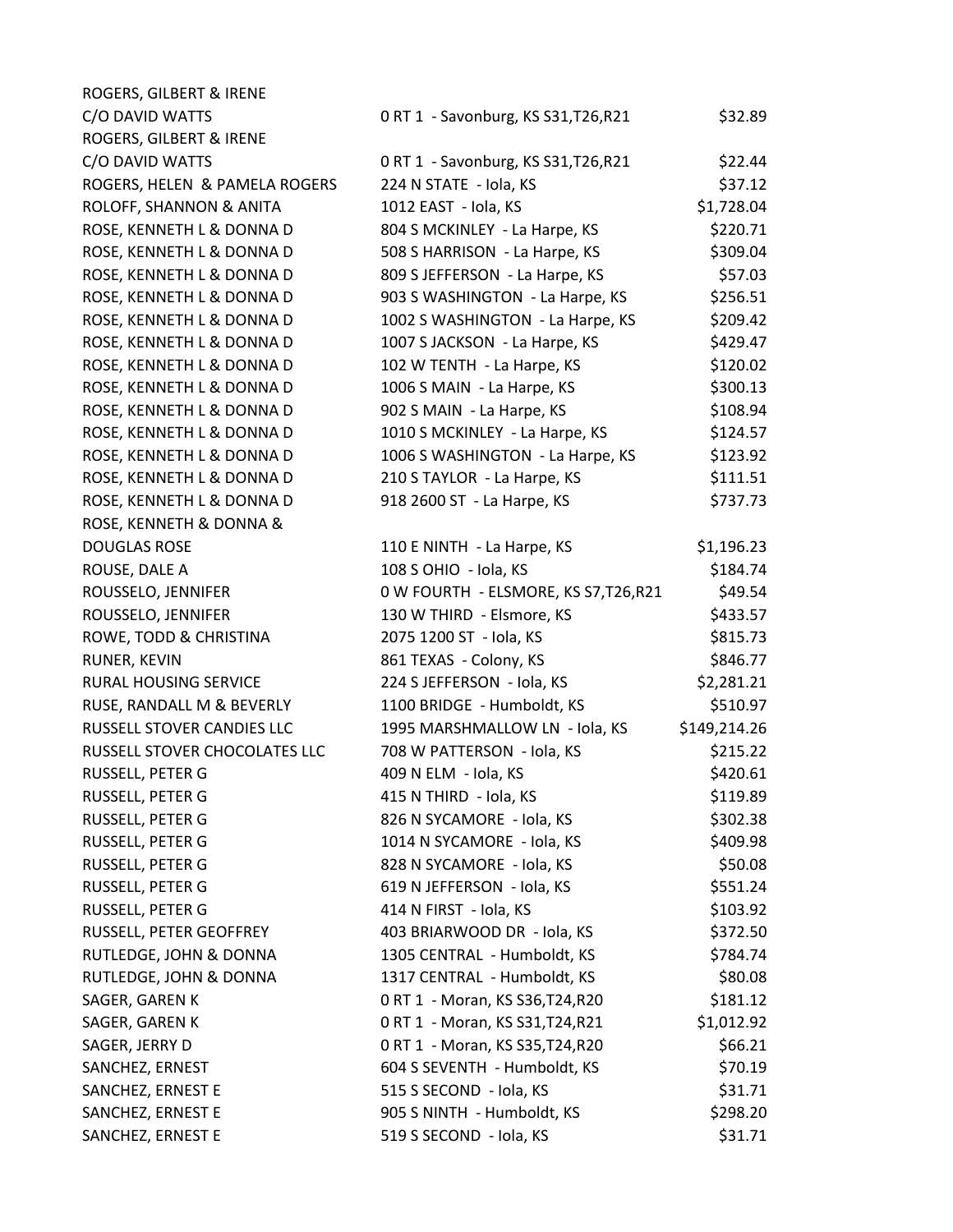| | | |
|---|---|---|
| ROGERS, GILBERT & IRENE C/O DAVID WATTS | 0 RT 1 - Savonburg, KS S31,T26,R21 | $32.89 |
| ROGERS, GILBERT & IRENE C/O DAVID WATTS | 0 RT 1 - Savonburg, KS S31,T26,R21 | $22.44 |
| ROGERS, HELEN & PAMELA ROGERS | 224 N STATE - Iola, KS | $37.12 |
| ROLOFF, SHANNON & ANITA | 1012 EAST - Iola, KS | $1,728.04 |
| ROSE, KENNETH L & DONNA D | 804 S MCKINLEY - La Harpe, KS | $220.71 |
| ROSE, KENNETH L & DONNA D | 508 S HARRISON - La Harpe, KS | $309.04 |
| ROSE, KENNETH L & DONNA D | 809 S JEFFERSON - La Harpe, KS | $57.03 |
| ROSE, KENNETH L & DONNA D | 903 S WASHINGTON - La Harpe, KS | $256.51 |
| ROSE, KENNETH L & DONNA D | 1002 S WASHINGTON - La Harpe, KS | $209.42 |
| ROSE, KENNETH L & DONNA D | 1007 S JACKSON - La Harpe, KS | $429.47 |
| ROSE, KENNETH L & DONNA D | 102 W TENTH - La Harpe, KS | $120.02 |
| ROSE, KENNETH L & DONNA D | 1006 S MAIN - La Harpe, KS | $300.13 |
| ROSE, KENNETH L & DONNA D | 902 S MAIN - La Harpe, KS | $108.94 |
| ROSE, KENNETH L & DONNA D | 1010 S MCKINLEY - La Harpe, KS | $124.57 |
| ROSE, KENNETH L & DONNA D | 1006 S WASHINGTON - La Harpe, KS | $123.92 |
| ROSE, KENNETH L & DONNA D | 210 S TAYLOR - La Harpe, KS | $111.51 |
| ROSE, KENNETH L & DONNA D | 918 2600 ST - La Harpe, KS | $737.73 |
| ROSE, KENNETH & DONNA & DOUGLAS ROSE | 110 E NINTH - La Harpe, KS | $1,196.23 |
| ROUSE, DALE A | 108 S OHIO - Iola, KS | $184.74 |
| ROUSSELO, JENNIFER | 0 W FOURTH - ELSMORE, KS S7,T26,R21 | $49.54 |
| ROUSSELO, JENNIFER | 130 W THIRD - Elsmore, KS | $433.57 |
| ROWE, TODD & CHRISTINA | 2075 1200 ST - Iola, KS | $815.73 |
| RUNER, KEVIN | 861 TEXAS - Colony, KS | $846.77 |
| RURAL HOUSING SERVICE | 224 S JEFFERSON - Iola, KS | $2,281.21 |
| RUSE, RANDALL M & BEVERLY | 1100 BRIDGE - Humboldt, KS | $510.97 |
| RUSSELL STOVER CANDIES LLC | 1995 MARSHMALLOW LN - Iola, KS | $149,214.26 |
| RUSSELL STOVER CHOCOLATES LLC | 708 W PATTERSON - Iola, KS | $215.22 |
| RUSSELL, PETER G | 409 N ELM - Iola, KS | $420.61 |
| RUSSELL, PETER G | 415 N THIRD - Iola, KS | $119.89 |
| RUSSELL, PETER G | 826 N SYCAMORE - Iola, KS | $302.38 |
| RUSSELL, PETER G | 1014 N SYCAMORE - Iola, KS | $409.98 |
| RUSSELL, PETER G | 828 N SYCAMORE - Iola, KS | $50.08 |
| RUSSELL, PETER G | 619 N JEFFERSON - Iola, KS | $551.24 |
| RUSSELL, PETER G | 414 N FIRST - Iola, KS | $103.92 |
| RUSSELL, PETER GEOFFREY | 403 BRIARWOOD DR - Iola, KS | $372.50 |
| RUTLEDGE, JOHN & DONNA | 1305 CENTRAL - Humboldt, KS | $784.74 |
| RUTLEDGE, JOHN & DONNA | 1317 CENTRAL - Humboldt, KS | $80.08 |
| SAGER, GAREN K | 0 RT 1 - Moran, KS S36,T24,R20 | $181.12 |
| SAGER, GAREN K | 0 RT 1 - Moran, KS S31,T24,R21 | $1,012.92 |
| SAGER, JERRY D | 0 RT 1 - Moran, KS S35,T24,R20 | $66.21 |
| SANCHEZ, ERNEST | 604 S SEVENTH - Humboldt, KS | $70.19 |
| SANCHEZ, ERNEST E | 515 S SECOND - Iola, KS | $31.71 |
| SANCHEZ, ERNEST E | 905 S NINTH - Humboldt, KS | $298.20 |
| SANCHEZ, ERNEST E | 519 S SECOND - Iola, KS | $31.71 |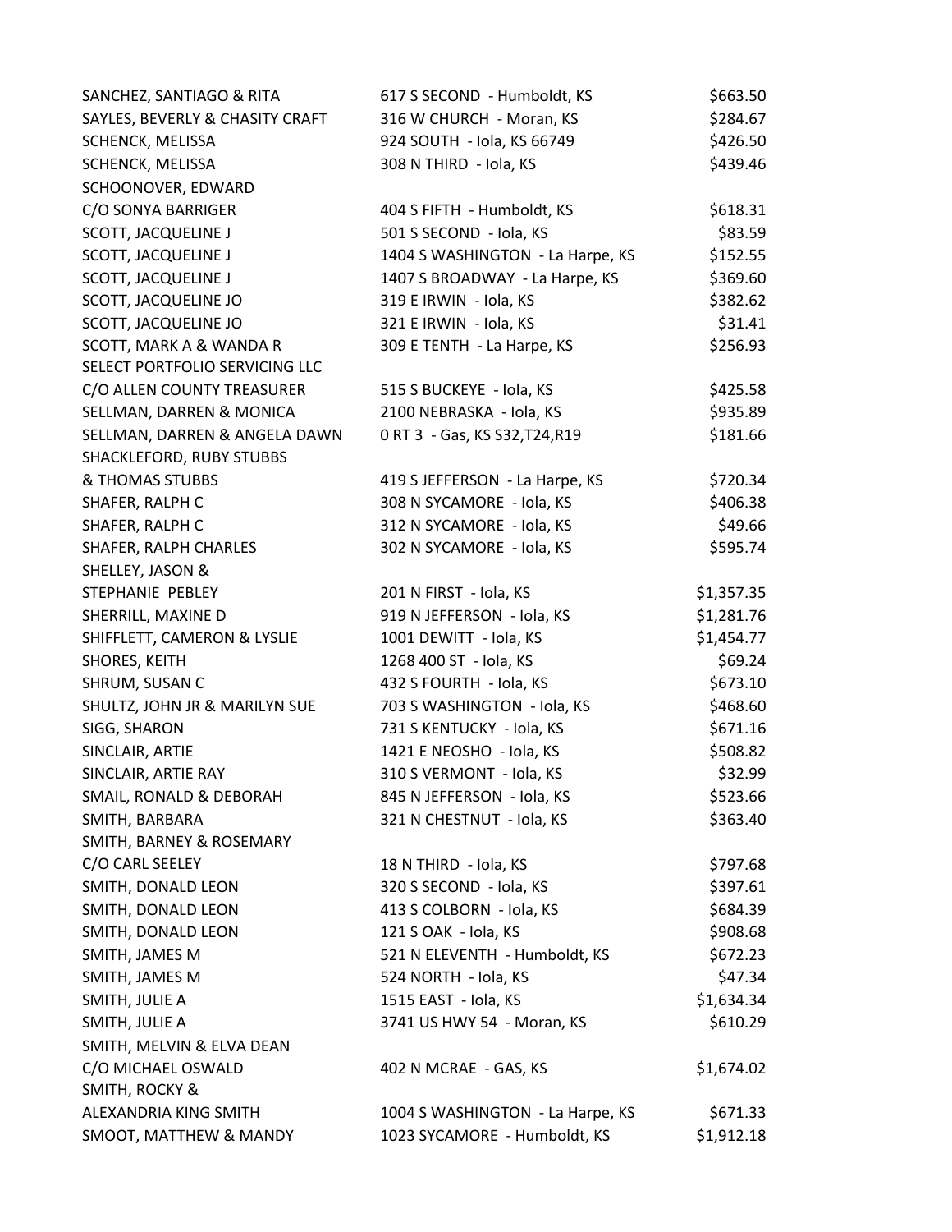| | | |
|---|---|---|
| SANCHEZ, SANTIAGO & RITA | 617 S SECOND - Humboldt, KS | $663.50 |
| SAYLES, BEVERLY & CHASITY CRAFT | 316 W CHURCH - Moran, KS | $284.67 |
| SCHENCK, MELISSA | 924 SOUTH - Iola, KS 66749 | $426.50 |
| SCHENCK, MELISSA | 308 N THIRD - Iola, KS | $439.46 |
| SCHOONOVER, EDWARD<br>C/O SONYA BARRIGER | 404 S FIFTH - Humboldt, KS | $618.31 |
| SCOTT, JACQUELINE J | 501 S SECOND - Iola, KS | $83.59 |
| SCOTT, JACQUELINE J | 1404 S WASHINGTON - La Harpe, KS | $152.55 |
| SCOTT, JACQUELINE J | 1407 S BROADWAY - La Harpe, KS | $369.60 |
| SCOTT, JACQUELINE JO | 319 E IRWIN - Iola, KS | $382.62 |
| SCOTT, JACQUELINE JO | 321 E IRWIN - Iola, KS | $31.41 |
| SCOTT, MARK A & WANDA R | 309 E TENTH - La Harpe, KS | $256.93 |
| SELECT PORTFOLIO SERVICING LLC<br>C/O ALLEN COUNTY TREASURER | 515 S BUCKEYE - Iola, KS | $425.58 |
| SELLMAN, DARREN & MONICA | 2100 NEBRASKA - Iola, KS | $935.89 |
| SELLMAN, DARREN & ANGELA DAWN | 0 RT 3 - Gas, KS S32,T24,R19 | $181.66 |
| SHACKLEFORD, RUBY STUBBS<br>& THOMAS STUBBS | 419 S JEFFERSON - La Harpe, KS | $720.34 |
| SHAFER, RALPH C | 308 N SYCAMORE - Iola, KS | $406.38 |
| SHAFER, RALPH C | 312 N SYCAMORE - Iola, KS | $49.66 |
| SHAFER, RALPH CHARLES | 302 N SYCAMORE - Iola, KS | $595.74 |
| SHELLEY, JASON &<br>STEPHANIE PEBLEY | 201 N FIRST - Iola, KS | $1,357.35 |
| SHERRILL, MAXINE D | 919 N JEFFERSON - Iola, KS | $1,281.76 |
| SHIFFLETT, CAMERON & LYSLIE | 1001 DEWITT - Iola, KS | $1,454.77 |
| SHORES, KEITH | 1268 400 ST - Iola, KS | $69.24 |
| SHRUM, SUSAN C | 432 S FOURTH - Iola, KS | $673.10 |
| SHULTZ, JOHN JR & MARILYN SUE | 703 S WASHINGTON - Iola, KS | $468.60 |
| SIGG, SHARON | 731 S KENTUCKY - Iola, KS | $671.16 |
| SINCLAIR, ARTIE | 1421 E NEOSHO - Iola, KS | $508.82 |
| SINCLAIR, ARTIE RAY | 310 S VERMONT - Iola, KS | $32.99 |
| SMAIL, RONALD & DEBORAH | 845 N JEFFERSON - Iola, KS | $523.66 |
| SMITH, BARBARA | 321 N CHESTNUT - Iola, KS | $363.40 |
| SMITH, BARNEY & ROSEMARY<br>C/O CARL SEELEY | 18 N THIRD - Iola, KS | $797.68 |
| SMITH, DONALD LEON | 320 S SECOND - Iola, KS | $397.61 |
| SMITH, DONALD LEON | 413 S COLBORN - Iola, KS | $684.39 |
| SMITH, DONALD LEON | 121 S OAK - Iola, KS | $908.68 |
| SMITH, JAMES M | 521 N ELEVENTH - Humboldt, KS | $672.23 |
| SMITH, JAMES M | 524 NORTH - Iola, KS | $47.34 |
| SMITH, JULIE A | 1515 EAST - Iola, KS | $1,634.34 |
| SMITH, JULIE A | 3741 US HWY 54 - Moran, KS | $610.29 |
| SMITH, MELVIN & ELVA DEAN<br>C/O MICHAEL OSWALD | 402 N MCRAE - GAS, KS | $1,674.02 |
| SMITH, ROCKY &<br>ALEXANDRIA KING SMITH | 1004 S WASHINGTON - La Harpe, KS | $671.33 |
| SMOOT, MATTHEW & MANDY | 1023 SYCAMORE - Humboldt, KS | $1,912.18 |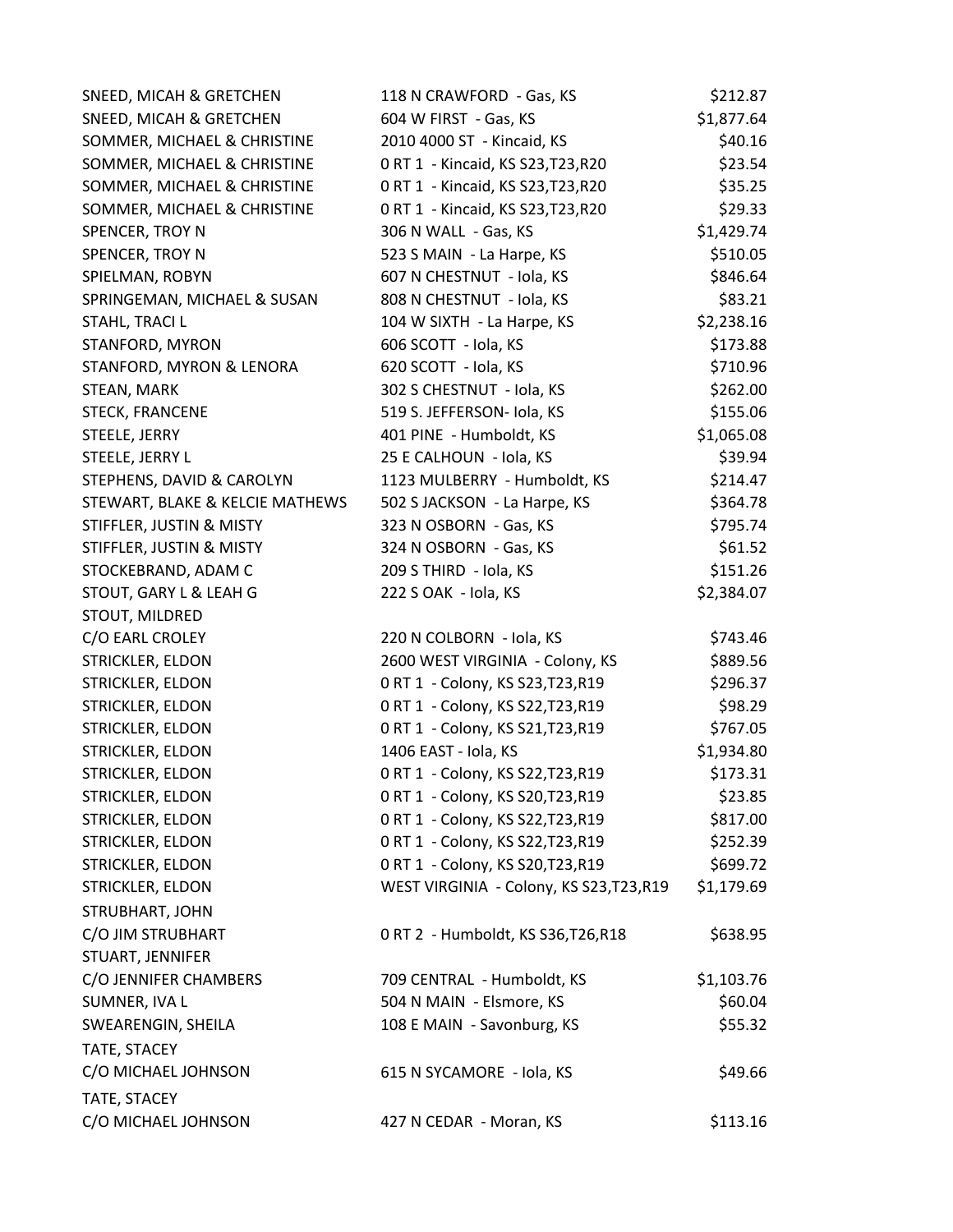| | | |
|---|---|---|
| SNEED, MICAH & GRETCHEN | 118 N CRAWFORD - Gas, KS | $212.87 |
| SNEED, MICAH & GRETCHEN | 604 W FIRST - Gas, KS | $1,877.64 |
| SOMMER, MICHAEL & CHRISTINE | 2010 4000 ST - Kincaid, KS | $40.16 |
| SOMMER, MICHAEL & CHRISTINE | 0 RT 1 - Kincaid, KS S23,T23,R20 | $23.54 |
| SOMMER, MICHAEL & CHRISTINE | 0 RT 1 - Kincaid, KS S23,T23,R20 | $35.25 |
| SOMMER, MICHAEL & CHRISTINE | 0 RT 1 - Kincaid, KS S23,T23,R20 | $29.33 |
| SPENCER, TROY N | 306 N WALL - Gas, KS | $1,429.74 |
| SPENCER, TROY N | 523 S MAIN - La Harpe, KS | $510.05 |
| SPIELMAN, ROBYN | 607 N CHESTNUT - Iola, KS | $846.64 |
| SPRINGEMAN, MICHAEL & SUSAN | 808 N CHESTNUT - Iola, KS | $83.21 |
| STAHL, TRACI L | 104 W SIXTH - La Harpe, KS | $2,238.16 |
| STANFORD, MYRON | 606 SCOTT - Iola, KS | $173.88 |
| STANFORD, MYRON & LENORA | 620 SCOTT - Iola, KS | $710.96 |
| STEAN, MARK | 302 S CHESTNUT - Iola, KS | $262.00 |
| STECK, FRANCENE | 519 S. JEFFERSON- Iola, KS | $155.06 |
| STEELE, JERRY | 401 PINE - Humboldt, KS | $1,065.08 |
| STEELE, JERRY L | 25 E CALHOUN - Iola, KS | $39.94 |
| STEPHENS, DAVID & CAROLYN | 1123 MULBERRY - Humboldt, KS | $214.47 |
| STEWART, BLAKE & KELCIE MATHEWS | 502 S JACKSON - La Harpe, KS | $364.78 |
| STIFFLER, JUSTIN & MISTY | 323 N OSBORN - Gas, KS | $795.74 |
| STIFFLER, JUSTIN & MISTY | 324 N OSBORN - Gas, KS | $61.52 |
| STOCKEBRAND, ADAM C | 209 S THIRD - Iola, KS | $151.26 |
| STOUT, GARY L & LEAH G | 222 S OAK - Iola, KS | $2,384.07 |
| STOUT, MILDRED | | |
| C/O EARL CROLEY | 220 N COLBORN - Iola, KS | $743.46 |
| STRICKLER, ELDON | 2600 WEST VIRGINIA - Colony, KS | $889.56 |
| STRICKLER, ELDON | 0 RT 1 - Colony, KS S23,T23,R19 | $296.37 |
| STRICKLER, ELDON | 0 RT 1 - Colony, KS S22,T23,R19 | $98.29 |
| STRICKLER, ELDON | 0 RT 1 - Colony, KS S21,T23,R19 | $767.05 |
| STRICKLER, ELDON | 1406 EAST - Iola, KS | $1,934.80 |
| STRICKLER, ELDON | 0 RT 1 - Colony, KS S22,T23,R19 | $173.31 |
| STRICKLER, ELDON | 0 RT 1 - Colony, KS S20,T23,R19 | $23.85 |
| STRICKLER, ELDON | 0 RT 1 - Colony, KS S22,T23,R19 | $817.00 |
| STRICKLER, ELDON | 0 RT 1 - Colony, KS S22,T23,R19 | $252.39 |
| STRICKLER, ELDON | 0 RT 1 - Colony, KS S20,T23,R19 | $699.72 |
| STRICKLER, ELDON | WEST VIRGINIA - Colony, KS S23,T23,R19 | $1,179.69 |
| STRUBHART, JOHN | | |
| C/O JIM STRUBHART | 0 RT 2 - Humboldt, KS S36,T26,R18 | $638.95 |
| STUART, JENNIFER | | |
| C/O JENNIFER CHAMBERS | 709 CENTRAL - Humboldt, KS | $1,103.76 |
| SUMNER, IVA L | 504 N MAIN - Elsmore, KS | $60.04 |
| SWEARENGIN, SHEILA | 108 E MAIN - Savonburg, KS | $55.32 |
| TATE, STACEY | | |
| C/O MICHAEL JOHNSON | 615 N SYCAMORE - Iola, KS | $49.66 |
| TATE, STACEY | | |
| C/O MICHAEL JOHNSON | 427 N CEDAR - Moran, KS | $113.16 |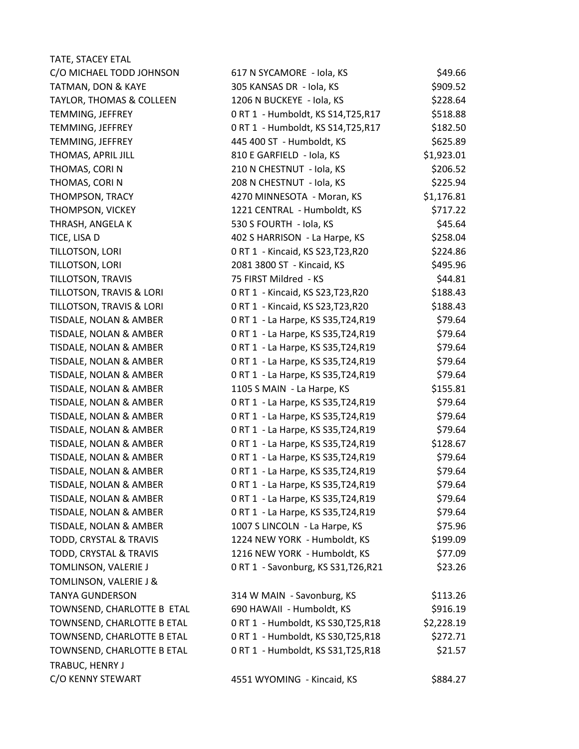| Name | Property | Amount |
|---|---|---|
| TATE, STACEY ETAL<br>C/O MICHAEL TODD JOHNSON | 617 N SYCAMORE - Iola, KS | $49.66 |
| TATMAN, DON & KAYE | 305 KANSAS DR - Iola, KS | $909.52 |
| TAYLOR, THOMAS & COLLEEN | 1206 N BUCKEYE - Iola, KS | $228.64 |
| TEMMING, JEFFREY | 0 RT 1 - Humboldt, KS S14,T25,R17 | $518.88 |
| TEMMING, JEFFREY | 0 RT 1 - Humboldt, KS S14,T25,R17 | $182.50 |
| TEMMING, JEFFREY | 445 400 ST - Humboldt, KS | $625.89 |
| THOMAS, APRIL JILL | 810 E GARFIELD - Iola, KS | $1,923.01 |
| THOMAS, CORI N | 210 N CHESTNUT - Iola, KS | $206.52 |
| THOMAS, CORI N | 208 N CHESTNUT - Iola, KS | $225.94 |
| THOMPSON, TRACY | 4270 MINNESOTA - Moran, KS | $1,176.81 |
| THOMPSON, VICKEY | 1221 CENTRAL - Humboldt, KS | $717.22 |
| THRASH, ANGELA K | 530 S FOURTH - Iola, KS | $45.64 |
| TICE, LISA D | 402 S HARRISON - La Harpe, KS | $258.04 |
| TILLOTSON, LORI | 0 RT 1 - Kincaid, KS S23,T23,R20 | $224.86 |
| TILLOTSON, LORI | 2081 3800 ST - Kincaid, KS | $495.96 |
| TILLOTSON, TRAVIS | 75 FIRST Mildred - KS | $44.81 |
| TILLOTSON, TRAVIS & LORI | 0 RT 1 - Kincaid, KS S23,T23,R20 | $188.43 |
| TILLOTSON, TRAVIS & LORI | 0 RT 1 - Kincaid, KS S23,T23,R20 | $188.43 |
| TISDALE, NOLAN & AMBER | 0 RT 1 - La Harpe, KS S35,T24,R19 | $79.64 |
| TISDALE, NOLAN & AMBER | 0 RT 1 - La Harpe, KS S35,T24,R19 | $79.64 |
| TISDALE, NOLAN & AMBER | 0 RT 1 - La Harpe, KS S35,T24,R19 | $79.64 |
| TISDALE, NOLAN & AMBER | 0 RT 1 - La Harpe, KS S35,T24,R19 | $79.64 |
| TISDALE, NOLAN & AMBER | 0 RT 1 - La Harpe, KS S35,T24,R19 | $79.64 |
| TISDALE, NOLAN & AMBER | 1105 S MAIN - La Harpe, KS | $155.81 |
| TISDALE, NOLAN & AMBER | 0 RT 1 - La Harpe, KS S35,T24,R19 | $79.64 |
| TISDALE, NOLAN & AMBER | 0 RT 1 - La Harpe, KS S35,T24,R19 | $79.64 |
| TISDALE, NOLAN & AMBER | 0 RT 1 - La Harpe, KS S35,T24,R19 | $79.64 |
| TISDALE, NOLAN & AMBER | 0 RT 1 - La Harpe, KS S35,T24,R19 | $128.67 |
| TISDALE, NOLAN & AMBER | 0 RT 1 - La Harpe, KS S35,T24,R19 | $79.64 |
| TISDALE, NOLAN & AMBER | 0 RT 1 - La Harpe, KS S35,T24,R19 | $79.64 |
| TISDALE, NOLAN & AMBER | 0 RT 1 - La Harpe, KS S35,T24,R19 | $79.64 |
| TISDALE, NOLAN & AMBER | 0 RT 1 - La Harpe, KS S35,T24,R19 | $79.64 |
| TISDALE, NOLAN & AMBER | 0 RT 1 - La Harpe, KS S35,T24,R19 | $79.64 |
| TISDALE, NOLAN & AMBER | 1007 S LINCOLN - La Harpe, KS | $75.96 |
| TODD, CRYSTAL & TRAVIS | 1224 NEW YORK - Humboldt, KS | $199.09 |
| TODD, CRYSTAL & TRAVIS | 1216 NEW YORK - Humboldt, KS | $77.09 |
| TOMLINSON, VALERIE J | 0 RT 1 - Savonburg, KS S31,T26,R21 | $23.26 |
| TOMLINSON, VALERIE J &<br>TANYA GUNDERSON | 314 W MAIN - Savonburg, KS | $113.26 |
| TOWNSEND, CHARLOTTE B ETAL | 690 HAWAII - Humboldt, KS | $916.19 |
| TOWNSEND, CHARLOTTE B ETAL | 0 RT 1 - Humboldt, KS S30,T25,R18 | $2,228.19 |
| TOWNSEND, CHARLOTTE B ETAL | 0 RT 1 - Humboldt, KS S30,T25,R18 | $272.71 |
| TOWNSEND, CHARLOTTE B ETAL | 0 RT 1 - Humboldt, KS S31,T25,R18 | $21.57 |
| TRABUC, HENRY J<br>C/O KENNY STEWART | 4551 WYOMING - Kincaid, KS | $884.27 |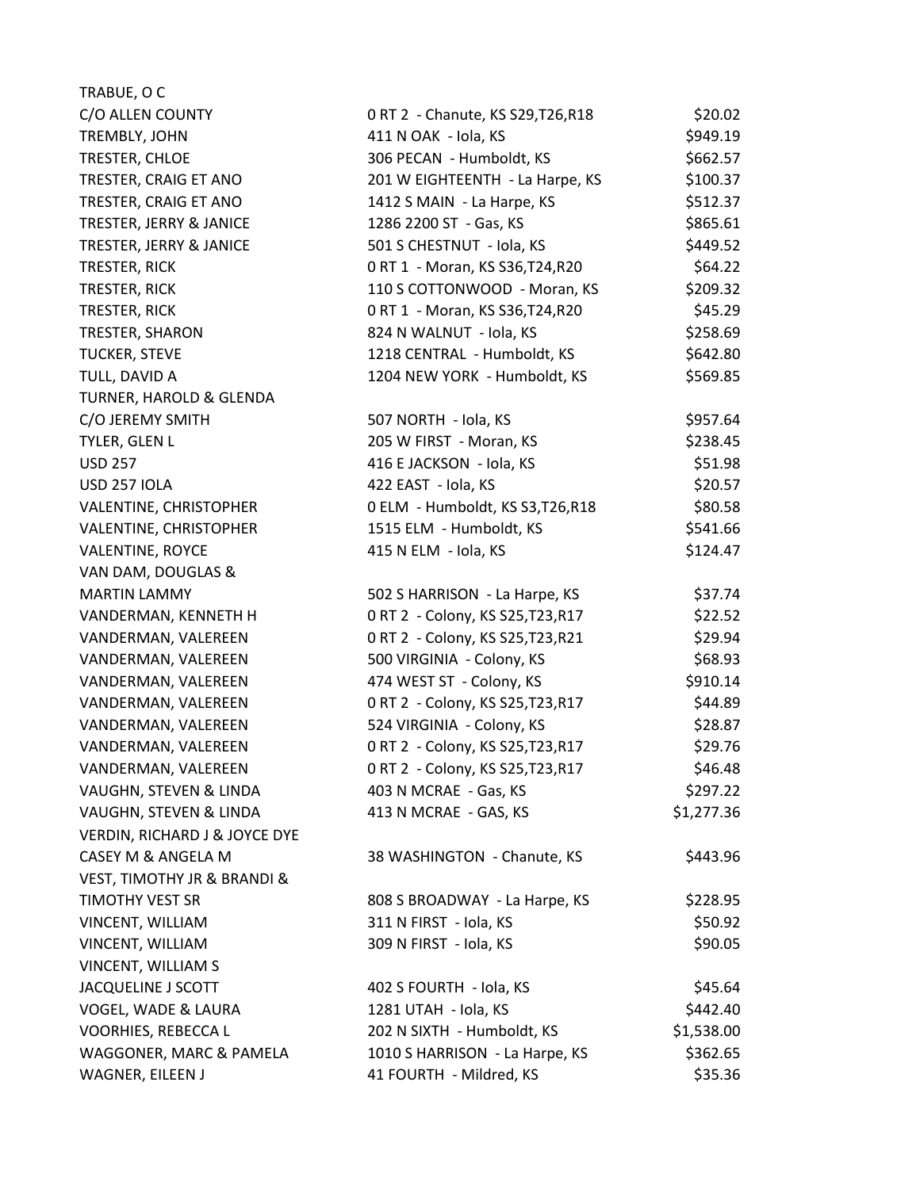| | | |
|---|---|---|
| TRABUE, O C | | |
| C/O ALLEN COUNTY | 0 RT 2 - Chanute, KS S29,T26,R18 | $20.02 |
| TREMBLY, JOHN | 411 N OAK - Iola, KS | $949.19 |
| TRESTER, CHLOE | 306 PECAN - Humboldt, KS | $662.57 |
| TRESTER, CRAIG ET ANO | 201 W EIGHTEENTH - La Harpe, KS | $100.37 |
| TRESTER, CRAIG ET ANO | 1412 S MAIN - La Harpe, KS | $512.37 |
| TRESTER, JERRY & JANICE | 1286 2200 ST - Gas, KS | $865.61 |
| TRESTER, JERRY & JANICE | 501 S CHESTNUT - Iola, KS | $449.52 |
| TRESTER, RICK | 0 RT 1 - Moran, KS S36,T24,R20 | $64.22 |
| TRESTER, RICK | 110 S COTTONWOOD - Moran, KS | $209.32 |
| TRESTER, RICK | 0 RT 1 - Moran, KS S36,T24,R20 | $45.29 |
| TRESTER, SHARON | 824 N WALNUT - Iola, KS | $258.69 |
| TUCKER, STEVE | 1218 CENTRAL - Humboldt, KS | $642.80 |
| TULL, DAVID A | 1204 NEW YORK - Humboldt, KS | $569.85 |
| TURNER, HAROLD & GLENDA | | |
| C/O JEREMY SMITH | 507 NORTH - Iola, KS | $957.64 |
| TYLER, GLEN L | 205 W FIRST - Moran, KS | $238.45 |
| USD 257 | 416 E JACKSON - Iola, KS | $51.98 |
| USD 257 IOLA | 422 EAST - Iola, KS | $20.57 |
| VALENTINE, CHRISTOPHER | 0 ELM - Humboldt, KS S3,T26,R18 | $80.58 |
| VALENTINE, CHRISTOPHER | 1515 ELM - Humboldt, KS | $541.66 |
| VALENTINE, ROYCE | 415 N ELM - Iola, KS | $124.47 |
| VAN DAM, DOUGLAS & | | |
| MARTIN LAMMY | 502 S HARRISON - La Harpe, KS | $37.74 |
| VANDERMAN, KENNETH H | 0 RT 2 - Colony, KS S25,T23,R17 | $22.52 |
| VANDERMAN, VALEREEN | 0 RT 2 - Colony, KS S25,T23,R21 | $29.94 |
| VANDERMAN, VALEREEN | 500 VIRGINIA - Colony, KS | $68.93 |
| VANDERMAN, VALEREEN | 474 WEST ST - Colony, KS | $910.14 |
| VANDERMAN, VALEREEN | 0 RT 2 - Colony, KS S25,T23,R17 | $44.89 |
| VANDERMAN, VALEREEN | 524 VIRGINIA - Colony, KS | $28.87 |
| VANDERMAN, VALEREEN | 0 RT 2 - Colony, KS S25,T23,R17 | $29.76 |
| VANDERMAN, VALEREEN | 0 RT 2 - Colony, KS S25,T23,R17 | $46.48 |
| VAUGHN, STEVEN & LINDA | 403 N MCRAE - Gas, KS | $297.22 |
| VAUGHN, STEVEN & LINDA | 413 N MCRAE - GAS, KS | $1,277.36 |
| VERDIN, RICHARD J & JOYCE DYE | | |
| CASEY M & ANGELA M | 38 WASHINGTON - Chanute, KS | $443.96 |
| VEST, TIMOTHY JR & BRANDI & | | |
| TIMOTHY VEST SR | 808 S BROADWAY - La Harpe, KS | $228.95 |
| VINCENT, WILLIAM | 311 N FIRST - Iola, KS | $50.92 |
| VINCENT, WILLIAM | 309 N FIRST - Iola, KS | $90.05 |
| VINCENT, WILLIAM S | | |
| JACQUELINE J SCOTT | 402 S FOURTH - Iola, KS | $45.64 |
| VOGEL, WADE & LAURA | 1281 UTAH - Iola, KS | $442.40 |
| VOORHIES, REBECCA L | 202 N SIXTH - Humboldt, KS | $1,538.00 |
| WAGGONER, MARC & PAMELA | 1010 S HARRISON - La Harpe, KS | $362.65 |
| WAGNER, EILEEN J | 41 FOURTH - Mildred, KS | $35.36 |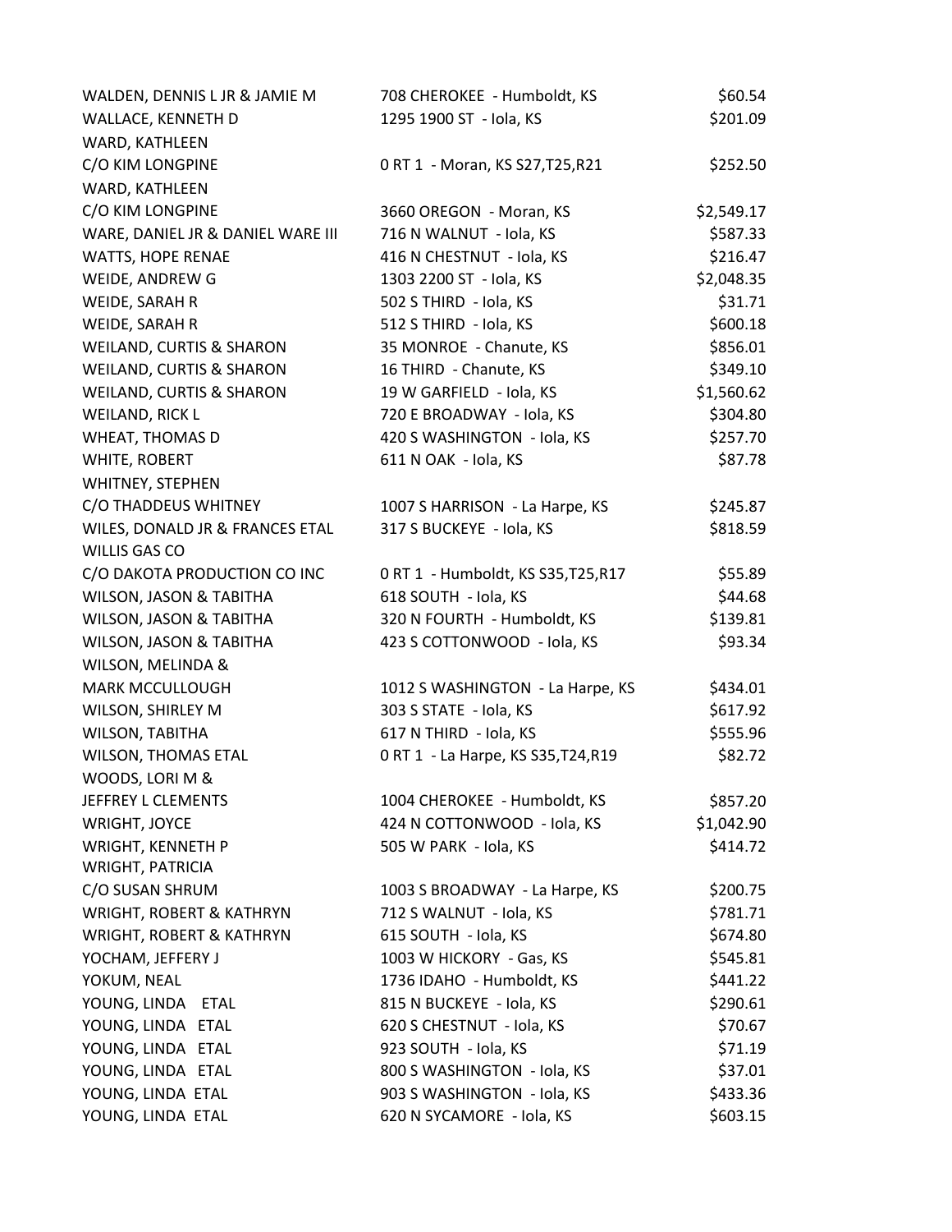| | | |
|---|---|---|
| WALDEN, DENNIS L JR & JAMIE M | 708 CHEROKEE - Humboldt, KS | $60.54 |
| WALLACE, KENNETH D | 1295 1900 ST - Iola, KS | $201.09 |
| WARD, KATHLEEN<br>C/O KIM LONGPINE | 0 RT 1 - Moran, KS S27,T25,R21 | $252.50 |
| WARD, KATHLEEN<br>C/O KIM LONGPINE | 3660 OREGON - Moran, KS | $2,549.17 |
| WARE, DANIEL JR & DANIEL WARE III | 716 N WALNUT - Iola, KS | $587.33 |
| WATTS, HOPE RENAE | 416 N CHESTNUT - Iola, KS | $216.47 |
| WEIDE, ANDREW G | 1303 2200 ST - Iola, KS | $2,048.35 |
| WEIDE, SARAH R | 502 S THIRD - Iola, KS | $31.71 |
| WEIDE, SARAH R | 512 S THIRD - Iola, KS | $600.18 |
| WEILAND, CURTIS & SHARON | 35 MONROE - Chanute, KS | $856.01 |
| WEILAND, CURTIS & SHARON | 16 THIRD - Chanute, KS | $349.10 |
| WEILAND, CURTIS & SHARON | 19 W GARFIELD - Iola, KS | $1,560.62 |
| WEILAND, RICK L | 720 E BROADWAY - Iola, KS | $304.80 |
| WHEAT, THOMAS D | 420 S WASHINGTON - Iola, KS | $257.70 |
| WHITE, ROBERT | 611 N OAK - Iola, KS | $87.78 |
| WHITNEY, STEPHEN<br>C/O THADDEUS WHITNEY | 1007 S HARRISON - La Harpe, KS | $245.87 |
| WILES, DONALD JR & FRANCES ETAL | 317 S BUCKEYE - Iola, KS | $818.59 |
| WILLIS GAS CO<br>C/O DAKOTA PRODUCTION CO INC | 0 RT 1 - Humboldt, KS S35,T25,R17 | $55.89 |
| WILSON, JASON & TABITHA | 618 SOUTH - Iola, KS | $44.68 |
| WILSON, JASON & TABITHA | 320 N FOURTH - Humboldt, KS | $139.81 |
| WILSON, JASON & TABITHA | 423 S COTTONWOOD - Iola, KS | $93.34 |
| WILSON, MELINDA &<br>MARK MCCULLOUGH | 1012 S WASHINGTON - La Harpe, KS | $434.01 |
| WILSON, SHIRLEY M | 303 S STATE - Iola, KS | $617.92 |
| WILSON, TABITHA | 617 N THIRD - Iola, KS | $555.96 |
| WILSON, THOMAS ETAL | 0 RT 1 - La Harpe, KS S35,T24,R19 | $82.72 |
| WOODS, LORI M &<br>JEFFREY L CLEMENTS | 1004 CHEROKEE - Humboldt, KS | $857.20 |
| WRIGHT, JOYCE | 424 N COTTONWOOD - Iola, KS | $1,042.90 |
| WRIGHT, KENNETH P | 505 W PARK - Iola, KS | $414.72 |
| WRIGHT, PATRICIA<br>C/O SUSAN SHRUM | 1003 S BROADWAY - La Harpe, KS | $200.75 |
| WRIGHT, ROBERT & KATHRYN | 712 S WALNUT - Iola, KS | $781.71 |
| WRIGHT, ROBERT & KATHRYN | 615 SOUTH - Iola, KS | $674.80 |
| YOCHAM, JEFFERY J | 1003 W HICKORY - Gas, KS | $545.81 |
| YOKUM, NEAL | 1736 IDAHO - Humboldt, KS | $441.22 |
| YOUNG, LINDA ETAL | 815 N BUCKEYE - Iola, KS | $290.61 |
| YOUNG, LINDA ETAL | 620 S CHESTNUT - Iola, KS | $70.67 |
| YOUNG, LINDA ETAL | 923 SOUTH - Iola, KS | $71.19 |
| YOUNG, LINDA ETAL | 800 S WASHINGTON - Iola, KS | $37.01 |
| YOUNG, LINDA ETAL | 903 S WASHINGTON - Iola, KS | $433.36 |
| YOUNG, LINDA ETAL | 620 N SYCAMORE - Iola, KS | $603.15 |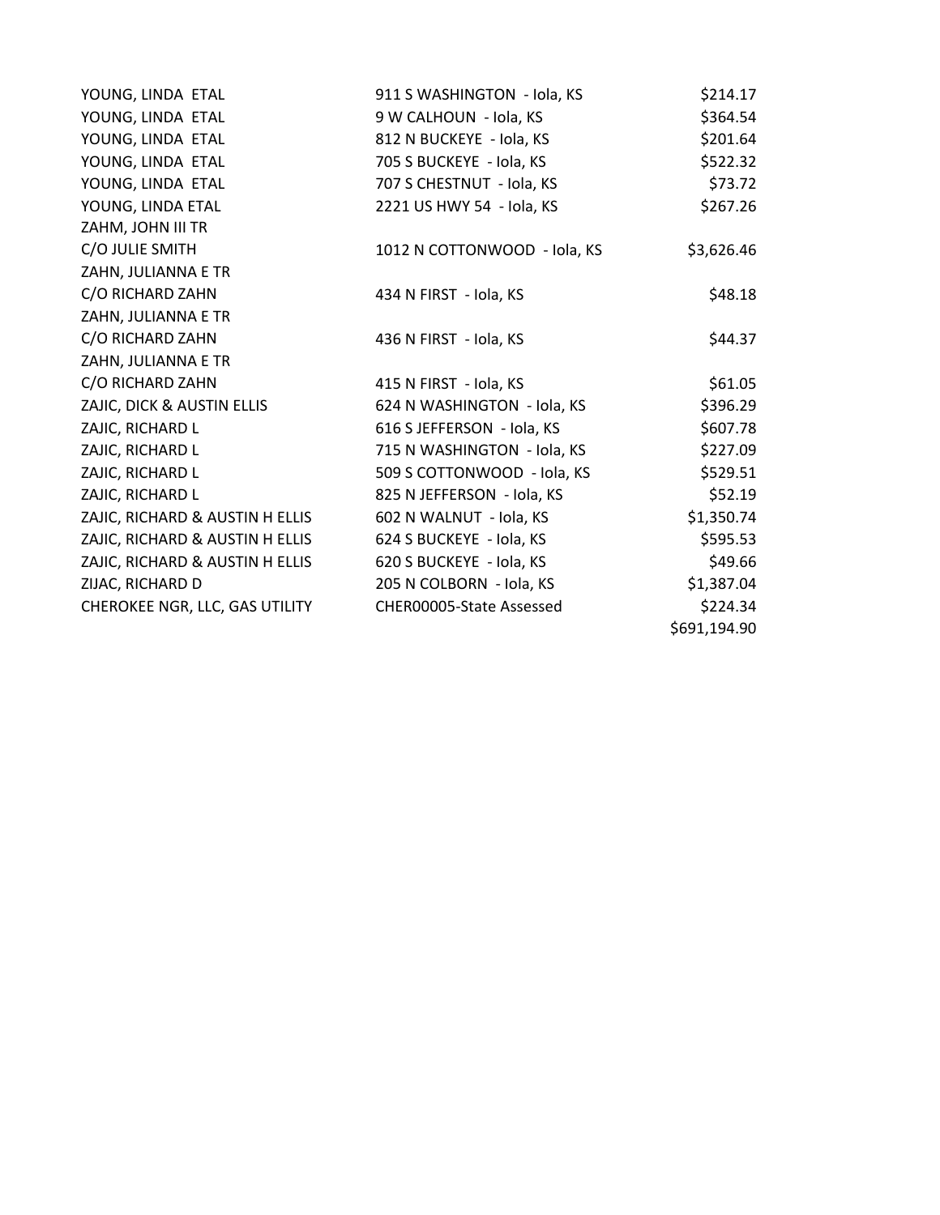| | | |
|---|---|---|
| YOUNG, LINDA ETAL | 911 S WASHINGTON - Iola, KS | $214.17 |
| YOUNG, LINDA ETAL | 9 W CALHOUN - Iola, KS | $364.54 |
| YOUNG, LINDA ETAL | 812 N BUCKEYE - Iola, KS | $201.64 |
| YOUNG, LINDA ETAL | 705 S BUCKEYE - Iola, KS | $522.32 |
| YOUNG, LINDA ETAL | 707 S CHESTNUT - Iola, KS | $73.72 |
| YOUNG, LINDA ETAL | 2221 US HWY 54 - Iola, KS | $267.26 |
| ZAHM, JOHN III TR<br>C/O JULIE SMITH | 1012 N COTTONWOOD - Iola, KS | $3,626.46 |
| ZAHN, JULIANNA E TR<br>C/O RICHARD ZAHN | 434 N FIRST - Iola, KS | $48.18 |
| ZAHN, JULIANNA E TR<br>C/O RICHARD ZAHN | 436 N FIRST - Iola, KS | $44.37 |
| ZAHN, JULIANNA E TR<br>C/O RICHARD ZAHN | 415 N FIRST - Iola, KS | $61.05 |
| ZAJIC, DICK & AUSTIN ELLIS | 624 N WASHINGTON - Iola, KS | $396.29 |
| ZAJIC, RICHARD L | 616 S JEFFERSON - Iola, KS | $607.78 |
| ZAJIC, RICHARD L | 715 N WASHINGTON - Iola, KS | $227.09 |
| ZAJIC, RICHARD L | 509 S COTTONWOOD - Iola, KS | $529.51 |
| ZAJIC, RICHARD L | 825 N JEFFERSON - Iola, KS | $52.19 |
| ZAJIC, RICHARD & AUSTIN H ELLIS | 602 N WALNUT - Iola, KS | $1,350.74 |
| ZAJIC, RICHARD & AUSTIN H ELLIS | 624 S BUCKEYE - Iola, KS | $595.53 |
| ZAJIC, RICHARD & AUSTIN H ELLIS | 620 S BUCKEYE - Iola, KS | $49.66 |
| ZIJAC, RICHARD D | 205 N COLBORN - Iola, KS | $1,387.04 |
| CHEROKEE NGR, LLC, GAS UTILITY | CHER00005-State Assessed | $224.34 |
| | | $691,194.90 |